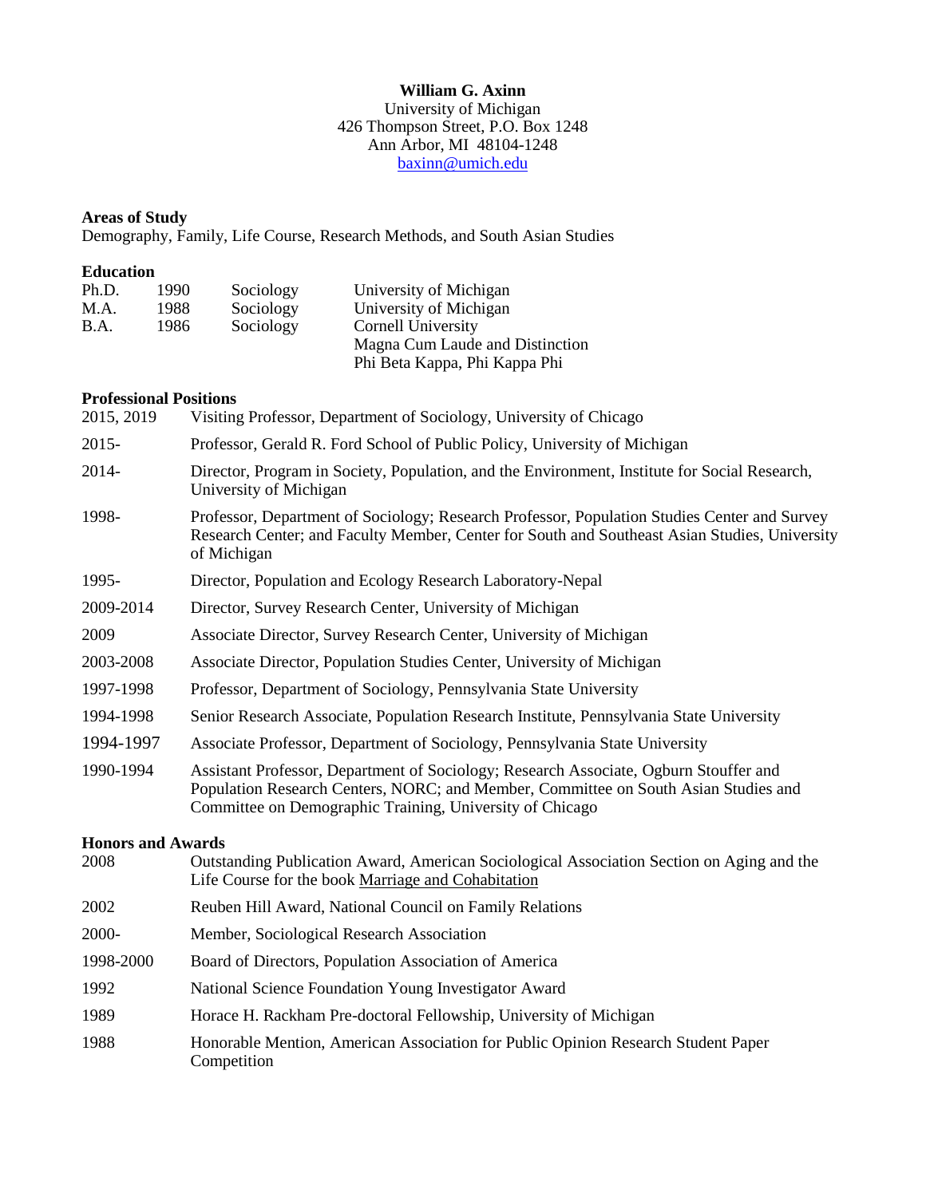**William G. Axinn**
University of Michigan
426 Thompson Street, P.O. Box 1248
Ann Arbor, MI 48104-1248
baxinn@umich.edu

## Areas of Study

Demography, Family, Life Course, Research Methods, and South Asian Studies

## Education

| | | | |
|---|---|---|---|
| Ph.D. | 1990 | Sociology | University of Michigan |
| M.A. | 1988 | Sociology | University of Michigan |
| B.A. | 1986 | Sociology | Cornell University<br>Magna Cum Laude and Distinction<br>Phi Beta Kappa, Phi Kappa Phi |

## Professional Positions

| | |
|---|---|
| 2015, 2019 | Visiting Professor, Department of Sociology, University of Chicago |
| 2015- | Professor, Gerald R. Ford School of Public Policy, University of Michigan |
| 2014- | Director, Program in Society, Population, and the Environment, Institute for Social Research, University of Michigan |
| 1998- | Professor, Department of Sociology; Research Professor, Population Studies Center and Survey Research Center; and Faculty Member, Center for South and Southeast Asian Studies, University of Michigan |
| 1995- | Director, Population and Ecology Research Laboratory-Nepal |
| 2009-2014 | Director, Survey Research Center, University of Michigan |
| 2009 | Associate Director, Survey Research Center, University of Michigan |
| 2003-2008 | Associate Director, Population Studies Center, University of Michigan |
| 1997-1998 | Professor, Department of Sociology, Pennsylvania State University |
| 1994-1998 | Senior Research Associate, Population Research Institute, Pennsylvania State University |
| 1994-1997 | Associate Professor, Department of Sociology, Pennsylvania State University |
| 1990-1994 | Assistant Professor, Department of Sociology; Research Associate, Ogburn Stouffer and Population Research Centers, NORC; and Member, Committee on South Asian Studies and Committee on Demographic Training, University of Chicago |

## Honors and Awards

| | |
|---|---|
| 2008 | Outstanding Publication Award, American Sociological Association Section on Aging and the Life Course for the book Marriage and Cohabitation |
| 2002 | Reuben Hill Award, National Council on Family Relations |
| 2000- | Member, Sociological Research Association |
| 1998-2000 | Board of Directors, Population Association of America |
| 1992 | National Science Foundation Young Investigator Award |
| 1989 | Horace H. Rackham Pre-doctoral Fellowship, University of Michigan |
| 1988 | Honorable Mention, American Association for Public Opinion Research Student Paper Competition |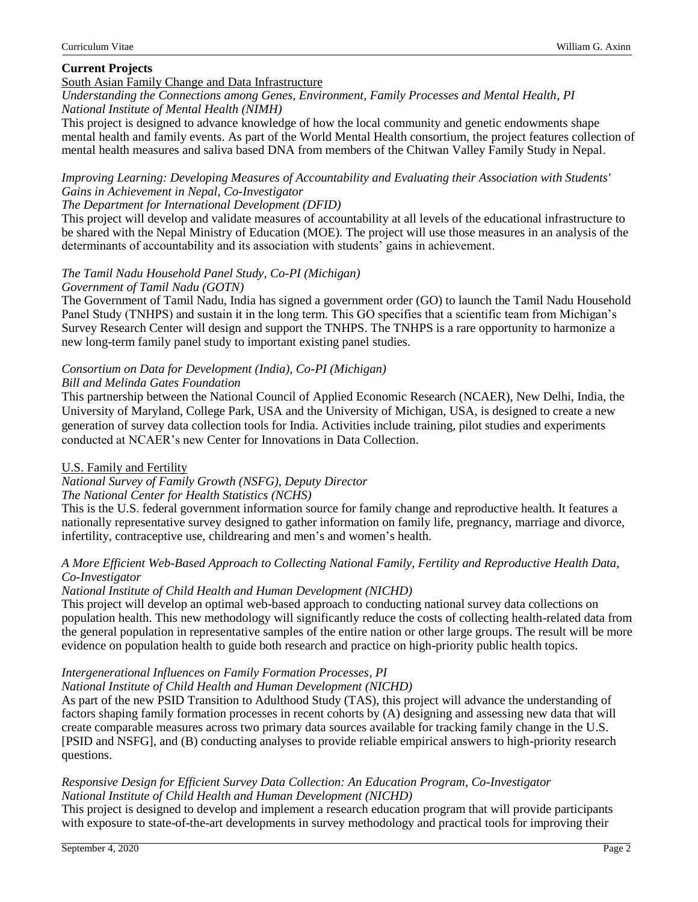## Current Projects

<u>South Asian Family Change and Data Infrastructure</u>

*Understanding the Connections among Genes, Environment, Family Processes and Mental Health, PI*
*National Institute of Mental Health (NIMH)*
This project is designed to advance knowledge of how the local community and genetic endowments shape mental health and family events. As part of the World Mental Health consortium, the project features collection of mental health measures and saliva based DNA from members of the Chitwan Valley Family Study in Nepal.

*Improving Learning: Developing Measures of Accountability and Evaluating their Association with Students' Gains in Achievement in Nepal, Co-Investigator*
*The Department for International Development (DFID)*
This project will develop and validate measures of accountability at all levels of the educational infrastructure to be shared with the Nepal Ministry of Education (MOE). The project will use those measures in an analysis of the determinants of accountability and its association with students' gains in achievement.

*The Tamil Nadu Household Panel Study, Co-PI (Michigan)*
*Government of Tamil Nadu (GOTN)*
The Government of Tamil Nadu, India has signed a government order (GO) to launch the Tamil Nadu Household Panel Study (TNHPS) and sustain it in the long term. This GO specifies that a scientific team from Michigan's Survey Research Center will design and support the TNHPS. The TNHPS is a rare opportunity to harmonize a new long-term family panel study to important existing panel studies.

*Consortium on Data for Development (India), Co-PI (Michigan)*
*Bill and Melinda Gates Foundation*
This partnership between the National Council of Applied Economic Research (NCAER), New Delhi, India, the University of Maryland, College Park, USA and the University of Michigan, USA, is designed to create a new generation of survey data collection tools for India. Activities include training, pilot studies and experiments conducted at NCAER's new Center for Innovations in Data Collection.

<u>U.S. Family and Fertility</u>

*National Survey of Family Growth (NSFG), Deputy Director*
*The National Center for Health Statistics (NCHS)*
This is the U.S. federal government information source for family change and reproductive health. It features a nationally representative survey designed to gather information on family life, pregnancy, marriage and divorce, infertility, contraceptive use, childrearing and men's and women's health.

*A More Efficient Web-Based Approach to Collecting National Family, Fertility and Reproductive Health Data, Co-Investigator*
*National Institute of Child Health and Human Development (NICHD)*
This project will develop an optimal web-based approach to conducting national survey data collections on population health. This new methodology will significantly reduce the costs of collecting health-related data from the general population in representative samples of the entire nation or other large groups. The result will be more evidence on population health to guide both research and practice on high-priority public health topics.

*Intergenerational Influences on Family Formation Processes, PI*
*National Institute of Child Health and Human Development (NICHD)*
As part of the new PSID Transition to Adulthood Study (TAS), this project will advance the understanding of factors shaping family formation processes in recent cohorts by (A) designing and assessing new data that will create comparable measures across two primary data sources available for tracking family change in the U.S. [PSID and NSFG], and (B) conducting analyses to provide reliable empirical answers to high-priority research questions.

*Responsive Design for Efficient Survey Data Collection: An Education Program, Co-Investigator*
*National Institute of Child Health and Human Development (NICHD)*
This project is designed to develop and implement a research education program that will provide participants with exposure to state-of-the-art developments in survey methodology and practical tools for improving their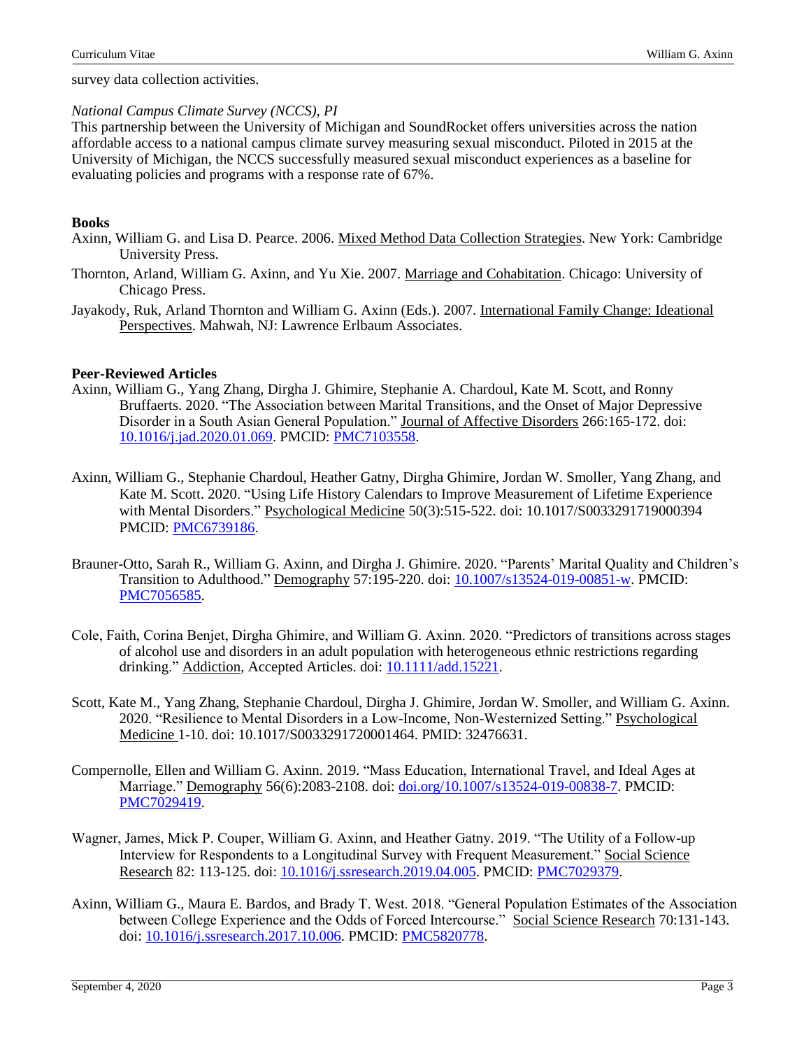survey data collection activities.

*National Campus Climate Survey (NCCS), PI*
This partnership between the University of Michigan and SoundRocket offers universities across the nation affordable access to a national campus climate survey measuring sexual misconduct. Piloted in 2015 at the University of Michigan, the NCCS successfully measured sexual misconduct experiences as a baseline for evaluating policies and programs with a response rate of 67%.

**Books**

Axinn, William G. and Lisa D. Pearce. 2006. Mixed Method Data Collection Strategies. New York: Cambridge University Press.

Thornton, Arland, William G. Axinn, and Yu Xie. 2007. Marriage and Cohabitation. Chicago: University of Chicago Press.

Jayakody, Ruk, Arland Thornton and William G. Axinn (Eds.). 2007. International Family Change: Ideational Perspectives. Mahwah, NJ: Lawrence Erlbaum Associates.

**Peer-Reviewed Articles**

Axinn, William G., Yang Zhang, Dirgha J. Ghimire, Stephanie A. Chardoul, Kate M. Scott, and Ronny Bruffaerts. 2020. "The Association between Marital Transitions, and the Onset of Major Depressive Disorder in a South Asian General Population." Journal of Affective Disorders 266:165-172. doi: 10.1016/j.jad.2020.01.069. PMCID: PMC7103558.

Axinn, William G., Stephanie Chardoul, Heather Gatny, Dirgha Ghimire, Jordan W. Smoller, Yang Zhang, and Kate M. Scott. 2020. "Using Life History Calendars to Improve Measurement of Lifetime Experience with Mental Disorders." Psychological Medicine 50(3):515-522. doi: 10.1017/S0033291719000394 PMCID: PMC6739186.

Brauner-Otto, Sarah R., William G. Axinn, and Dirgha J. Ghimire. 2020. "Parents' Marital Quality and Children's Transition to Adulthood." Demography 57:195-220. doi: 10.1007/s13524-019-00851-w. PMCID: PMC7056585.

Cole, Faith, Corina Benjet, Dirgha Ghimire, and William G. Axinn. 2020. "Predictors of transitions across stages of alcohol use and disorders in an adult population with heterogeneous ethnic restrictions regarding drinking." Addiction, Accepted Articles. doi: 10.1111/add.15221.

Scott, Kate M., Yang Zhang, Stephanie Chardoul, Dirgha J. Ghimire, Jordan W. Smoller, and William G. Axinn. 2020. "Resilience to Mental Disorders in a Low-Income, Non-Westernized Setting." Psychological Medicine 1-10. doi: 10.1017/S0033291720001464. PMID: 32476631.

Compernolle, Ellen and William G. Axinn. 2019. "Mass Education, International Travel, and Ideal Ages at Marriage." Demography 56(6):2083-2108. doi: doi.org/10.1007/s13524-019-00838-7. PMCID: PMC7029419.

Wagner, James, Mick P. Couper, William G. Axinn, and Heather Gatny. 2019. "The Utility of a Follow-up Interview for Respondents to a Longitudinal Survey with Frequent Measurement." Social Science Research 82: 113-125. doi: 10.1016/j.ssresearch.2019.04.005. PMCID: PMC7029379.

Axinn, William G., Maura E. Bardos, and Brady T. West. 2018. "General Population Estimates of the Association between College Experience and the Odds of Forced Intercourse." Social Science Research 70:131-143. doi: 10.1016/j.ssresearch.2017.10.006. PMCID: PMC5820778.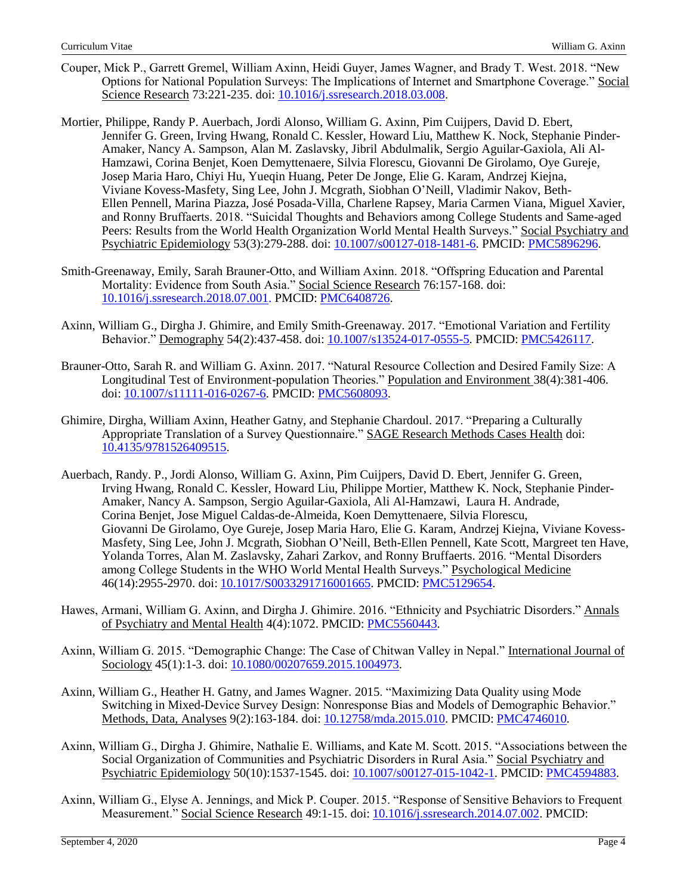Couper, Mick P., Garrett Gremel, William Axinn, Heidi Guyer, James Wagner, and Brady T. West. 2018. "New Options for National Population Surveys: The Implications of Internet and Smartphone Coverage." Social Science Research 73:221-235. doi: 10.1016/j.ssresearch.2018.03.008.

Mortier, Philippe, Randy P. Auerbach, Jordi Alonso, William G. Axinn, Pim Cuijpers, David D. Ebert, Jennifer G. Green, Irving Hwang, Ronald C. Kessler, Howard Liu, Matthew K. Nock, Stephanie Pinder-Amaker, Nancy A. Sampson, Alan M. Zaslavsky, Jibril Abdulmalik, Sergio Aguilar-Gaxiola, Ali Al-Hamzawi, Corina Benjet, Koen Demyttenaere, Silvia Florescu, Giovanni De Girolamo, Oye Gureje, Josep Maria Haro, Chiyi Hu, Yueqin Huang, Peter De Jonge, Elie G. Karam, Andrzej Kiejna, Viviane Kovess-Masfety, Sing Lee, John J. Mcgrath, Siobhan O'Neill, Vladimir Nakov, Beth-Ellen Pennell, Marina Piazza, José Posada-Villa, Charlene Rapsey, Maria Carmen Viana, Miguel Xavier, and Ronny Bruffaerts. 2018. "Suicidal Thoughts and Behaviors among College Students and Same-aged Peers: Results from the World Health Organization World Mental Health Surveys." Social Psychiatry and Psychiatric Epidemiology 53(3):279-288. doi: 10.1007/s00127-018-1481-6. PMCID: PMC5896296.

Smith-Greenaway, Emily, Sarah Brauner-Otto, and William Axinn. 2018. "Offspring Education and Parental Mortality: Evidence from South Asia." Social Science Research 76:157-168. doi: 10.1016/j.ssresearch.2018.07.001. PMCID: PMC6408726.

Axinn, William G., Dirgha J. Ghimire, and Emily Smith-Greenaway. 2017. "Emotional Variation and Fertility Behavior." Demography 54(2):437-458. doi: 10.1007/s13524-017-0555-5. PMCID: PMC5426117.

Brauner-Otto, Sarah R. and William G. Axinn. 2017. "Natural Resource Collection and Desired Family Size: A Longitudinal Test of Environment-population Theories." Population and Environment 38(4):381-406. doi: 10.1007/s11111-016-0267-6. PMCID: PMC5608093.

Ghimire, Dirgha, William Axinn, Heather Gatny, and Stephanie Chardoul. 2017. "Preparing a Culturally Appropriate Translation of a Survey Questionnaire." SAGE Research Methods Cases Health doi: 10.4135/9781526409515.

Auerbach, Randy. P., Jordi Alonso, William G. Axinn, Pim Cuijpers, David D. Ebert, Jennifer G. Green, Irving Hwang, Ronald C. Kessler, Howard Liu, Philippe Mortier, Matthew K. Nock, Stephanie Pinder-Amaker, Nancy A. Sampson, Sergio Aguilar-Gaxiola, Ali Al-Hamzawi, Laura H. Andrade, Corina Benjet, Jose Miguel Caldas-de-Almeida, Koen Demyttenaere, Silvia Florescu, Giovanni De Girolamo, Oye Gureje, Josep Maria Haro, Elie G. Karam, Andrzej Kiejna, Viviane Kovess-Masfety, Sing Lee, John J. Mcgrath, Siobhan O'Neill, Beth-Ellen Pennell, Kate Scott, Margreet ten Have, Yolanda Torres, Alan M. Zaslavsky, Zahari Zarkov, and Ronny Bruffaerts. 2016. "Mental Disorders among College Students in the WHO World Mental Health Surveys." Psychological Medicine 46(14):2955-2970. doi: 10.1017/S0033291716001665. PMCID: PMC5129654.

Hawes, Armani, William G. Axinn, and Dirgha J. Ghimire. 2016. "Ethnicity and Psychiatric Disorders." Annals of Psychiatry and Mental Health 4(4):1072. PMCID: PMC5560443.

Axinn, William G. 2015. "Demographic Change: The Case of Chitwan Valley in Nepal." International Journal of Sociology 45(1):1-3. doi: 10.1080/00207659.2015.1004973.

Axinn, William G., Heather H. Gatny, and James Wagner. 2015. "Maximizing Data Quality using Mode Switching in Mixed-Device Survey Design: Nonresponse Bias and Models of Demographic Behavior." Methods, Data, Analyses 9(2):163-184. doi: 10.12758/mda.2015.010. PMCID: PMC4746010.

Axinn, William G., Dirgha J. Ghimire, Nathalie E. Williams, and Kate M. Scott. 2015. "Associations between the Social Organization of Communities and Psychiatric Disorders in Rural Asia." Social Psychiatry and Psychiatric Epidemiology 50(10):1537-1545. doi: 10.1007/s00127-015-1042-1. PMCID: PMC4594883.

Axinn, William G., Elyse A. Jennings, and Mick P. Couper. 2015. "Response of Sensitive Behaviors to Frequent Measurement." Social Science Research 49:1-15. doi: 10.1016/j.ssresearch.2014.07.002. PMCID: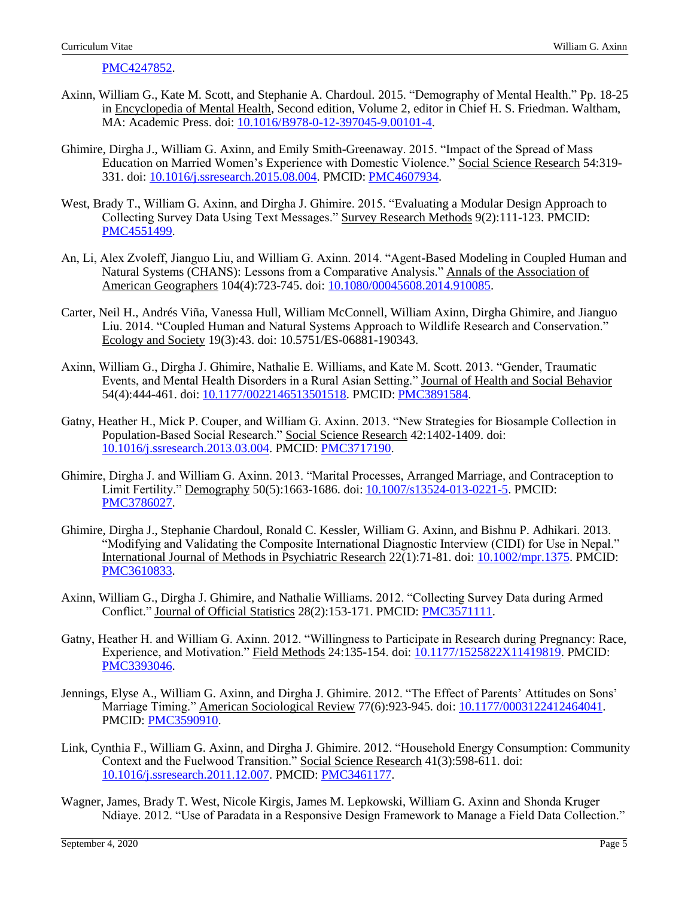PMC4247852.

Axinn, William G., Kate M. Scott, and Stephanie A. Chardoul. 2015. "Demography of Mental Health." Pp. 18-25 in Encyclopedia of Mental Health, Second edition, Volume 2, editor in Chief H. S. Friedman. Waltham, MA: Academic Press. doi: 10.1016/B978-0-12-397045-9.00101-4.

Ghimire, Dirgha J., William G. Axinn, and Emily Smith-Greenaway. 2015. "Impact of the Spread of Mass Education on Married Women's Experience with Domestic Violence." Social Science Research 54:319-331. doi: 10.1016/j.ssresearch.2015.08.004. PMCID: PMC4607934.

West, Brady T., William G. Axinn, and Dirgha J. Ghimire. 2015. "Evaluating a Modular Design Approach to Collecting Survey Data Using Text Messages." Survey Research Methods 9(2):111-123. PMCID: PMC4551499.

An, Li, Alex Zvoleff, Jianguo Liu, and William G. Axinn. 2014. "Agent-Based Modeling in Coupled Human and Natural Systems (CHANS): Lessons from a Comparative Analysis." Annals of the Association of American Geographers 104(4):723-745. doi: 10.1080/00045608.2014.910085.

Carter, Neil H., Andrés Viña, Vanessa Hull, William McConnell, William Axinn, Dirgha Ghimire, and Jianguo Liu. 2014. "Coupled Human and Natural Systems Approach to Wildlife Research and Conservation." Ecology and Society 19(3):43. doi: 10.5751/ES-06881-190343.

Axinn, William G., Dirgha J. Ghimire, Nathalie E. Williams, and Kate M. Scott. 2013. "Gender, Traumatic Events, and Mental Health Disorders in a Rural Asian Setting." Journal of Health and Social Behavior 54(4):444-461. doi: 10.1177/0022146513501518. PMCID: PMC3891584.

Gatny, Heather H., Mick P. Couper, and William G. Axinn. 2013. "New Strategies for Biosample Collection in Population-Based Social Research." Social Science Research 42:1402-1409. doi: 10.1016/j.ssresearch.2013.03.004. PMCID: PMC3717190.

Ghimire, Dirgha J. and William G. Axinn. 2013. "Marital Processes, Arranged Marriage, and Contraception to Limit Fertility." Demography 50(5):1663-1686. doi: 10.1007/s13524-013-0221-5. PMCID: PMC3786027.

Ghimire, Dirgha J., Stephanie Chardoul, Ronald C. Kessler, William G. Axinn, and Bishnu P. Adhikari. 2013. "Modifying and Validating the Composite International Diagnostic Interview (CIDI) for Use in Nepal." International Journal of Methods in Psychiatric Research 22(1):71-81. doi: 10.1002/mpr.1375. PMCID: PMC3610833.

Axinn, William G., Dirgha J. Ghimire, and Nathalie Williams. 2012. "Collecting Survey Data during Armed Conflict." Journal of Official Statistics 28(2):153-171. PMCID: PMC3571111.

Gatny, Heather H. and William G. Axinn. 2012. "Willingness to Participate in Research during Pregnancy: Race, Experience, and Motivation." Field Methods 24:135-154. doi: 10.1177/1525822X11419819. PMCID: PMC3393046.

Jennings, Elyse A., William G. Axinn, and Dirgha J. Ghimire. 2012. "The Effect of Parents' Attitudes on Sons' Marriage Timing." American Sociological Review 77(6):923-945. doi: 10.1177/0003122412464041. PMCID: PMC3590910.

Link, Cynthia F., William G. Axinn, and Dirgha J. Ghimire. 2012. "Household Energy Consumption: Community Context and the Fuelwood Transition." Social Science Research 41(3):598-611. doi: 10.1016/j.ssresearch.2011.12.007. PMCID: PMC3461177.

Wagner, James, Brady T. West, Nicole Kirgis, James M. Lepkowski, William G. Axinn and Shonda Kruger Ndiaye. 2012. "Use of Paradata in a Responsive Design Framework to Manage a Field Data Collection."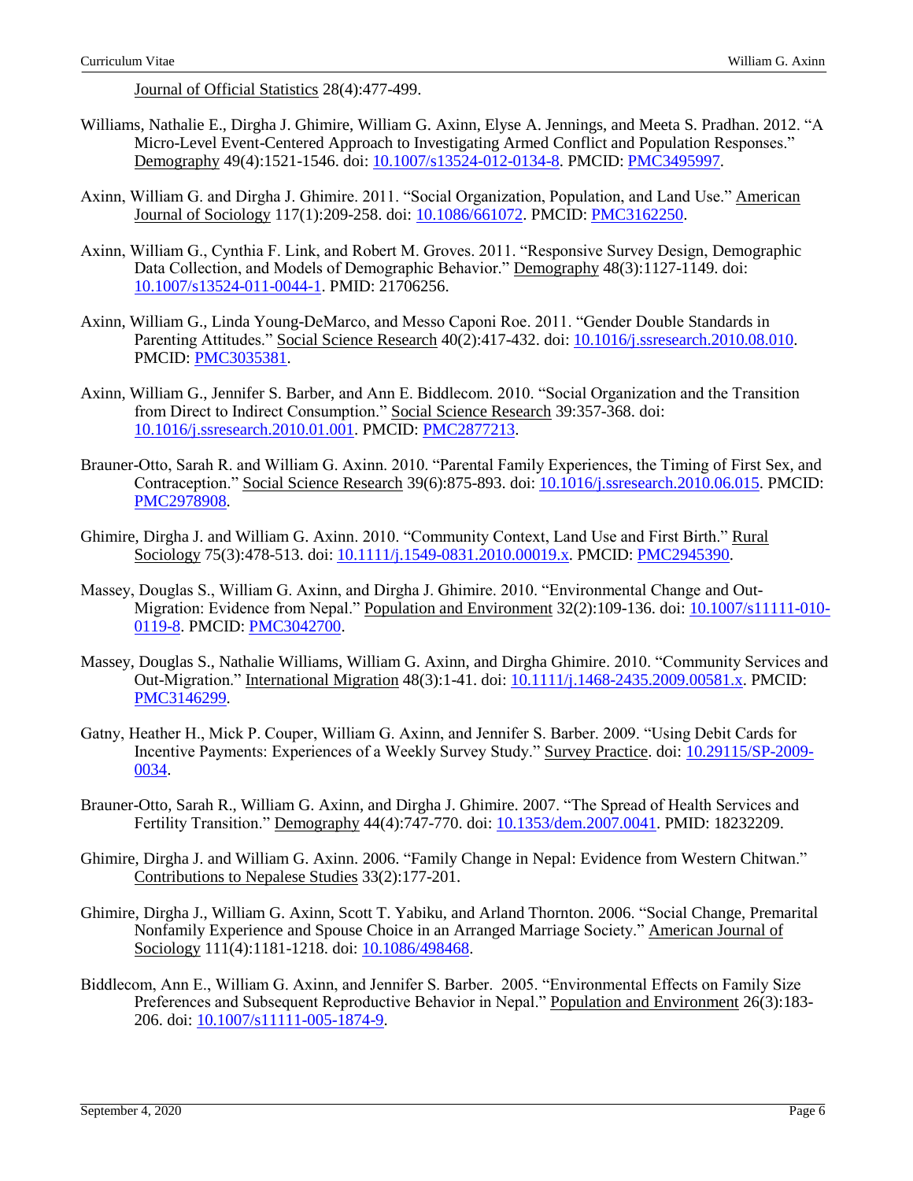Journal of Official Statistics 28(4):477-499.

Williams, Nathalie E., Dirgha J. Ghimire, William G. Axinn, Elyse A. Jennings, and Meeta S. Pradhan. 2012. "A Micro-Level Event-Centered Approach to Investigating Armed Conflict and Population Responses." Demography 49(4):1521-1546. doi: 10.1007/s13524-012-0134-8. PMCID: PMC3495997.

Axinn, William G. and Dirgha J. Ghimire. 2011. "Social Organization, Population, and Land Use." American Journal of Sociology 117(1):209-258. doi: 10.1086/661072. PMCID: PMC3162250.

Axinn, William G., Cynthia F. Link, and Robert M. Groves. 2011. "Responsive Survey Design, Demographic Data Collection, and Models of Demographic Behavior." Demography 48(3):1127-1149. doi: 10.1007/s13524-011-0044-1. PMID: 21706256.

Axinn, William G., Linda Young-DeMarco, and Messo Caponi Roe. 2011. "Gender Double Standards in Parenting Attitudes." Social Science Research 40(2):417-432. doi: 10.1016/j.ssresearch.2010.08.010. PMCID: PMC3035381.

Axinn, William G., Jennifer S. Barber, and Ann E. Biddlecom. 2010. "Social Organization and the Transition from Direct to Indirect Consumption." Social Science Research 39:357-368. doi: 10.1016/j.ssresearch.2010.01.001. PMCID: PMC2877213.

Brauner-Otto, Sarah R. and William G. Axinn. 2010. "Parental Family Experiences, the Timing of First Sex, and Contraception." Social Science Research 39(6):875-893. doi: 10.1016/j.ssresearch.2010.06.015. PMCID: PMC2978908.

Ghimire, Dirgha J. and William G. Axinn. 2010. "Community Context, Land Use and First Birth." Rural Sociology 75(3):478-513. doi: 10.1111/j.1549-0831.2010.00019.x. PMCID: PMC2945390.

Massey, Douglas S., William G. Axinn, and Dirgha J. Ghimire. 2010. "Environmental Change and Out-Migration: Evidence from Nepal." Population and Environment 32(2):109-136. doi: 10.1007/s11111-010-0119-8. PMCID: PMC3042700.

Massey, Douglas S., Nathalie Williams, William G. Axinn, and Dirgha Ghimire. 2010. "Community Services and Out-Migration." International Migration 48(3):1-41. doi: 10.1111/j.1468-2435.2009.00581.x. PMCID: PMC3146299.

Gatny, Heather H., Mick P. Couper, William G. Axinn, and Jennifer S. Barber. 2009. "Using Debit Cards for Incentive Payments: Experiences of a Weekly Survey Study." Survey Practice. doi: 10.29115/SP-2009-0034.

Brauner-Otto, Sarah R., William G. Axinn, and Dirgha J. Ghimire. 2007. "The Spread of Health Services and Fertility Transition." Demography 44(4):747-770. doi: 10.1353/dem.2007.0041. PMID: 18232209.

Ghimire, Dirgha J. and William G. Axinn. 2006. "Family Change in Nepal: Evidence from Western Chitwan." Contributions to Nepalese Studies 33(2):177-201.

Ghimire, Dirgha J., William G. Axinn, Scott T. Yabiku, and Arland Thornton. 2006. "Social Change, Premarital Nonfamily Experience and Spouse Choice in an Arranged Marriage Society." American Journal of Sociology 111(4):1181-1218. doi: 10.1086/498468.

Biddlecom, Ann E., William G. Axinn, and Jennifer S. Barber. 2005. "Environmental Effects on Family Size Preferences and Subsequent Reproductive Behavior in Nepal." Population and Environment 26(3):183-206. doi: 10.1007/s11111-005-1874-9.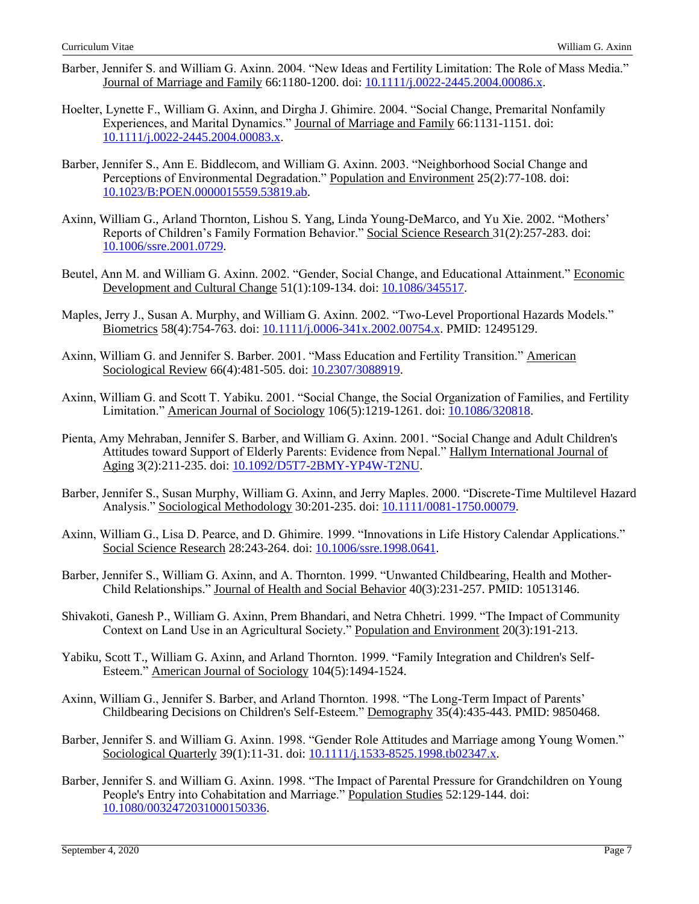Barber, Jennifer S. and William G. Axinn. 2004. "New Ideas and Fertility Limitation: The Role of Mass Media." Journal of Marriage and Family 66:1180-1200. doi: 10.1111/j.0022-2445.2004.00086.x.

Hoelter, Lynette F., William G. Axinn, and Dirgha J. Ghimire. 2004. "Social Change, Premarital Nonfamily Experiences, and Marital Dynamics." Journal of Marriage and Family 66:1131-1151. doi: 10.1111/j.0022-2445.2004.00083.x.

Barber, Jennifer S., Ann E. Biddlecom, and William G. Axinn. 2003. "Neighborhood Social Change and Perceptions of Environmental Degradation." Population and Environment 25(2):77-108. doi: 10.1023/B:POEN.0000015559.53819.ab.

Axinn, William G., Arland Thornton, Lishou S. Yang, Linda Young-DeMarco, and Yu Xie. 2002. "Mothers' Reports of Children's Family Formation Behavior." Social Science Research 31(2):257-283. doi: 10.1006/ssre.2001.0729.

Beutel, Ann M. and William G. Axinn. 2002. "Gender, Social Change, and Educational Attainment." Economic Development and Cultural Change 51(1):109-134. doi: 10.1086/345517.

Maples, Jerry J., Susan A. Murphy, and William G. Axinn. 2002. "Two-Level Proportional Hazards Models." Biometrics 58(4):754-763. doi: 10.1111/j.0006-341x.2002.00754.x. PMID: 12495129.

Axinn, William G. and Jennifer S. Barber. 2001. "Mass Education and Fertility Transition." American Sociological Review 66(4):481-505. doi: 10.2307/3088919.

Axinn, William G. and Scott T. Yabiku. 2001. "Social Change, the Social Organization of Families, and Fertility Limitation." American Journal of Sociology 106(5):1219-1261. doi: 10.1086/320818.

Pienta, Amy Mehraban, Jennifer S. Barber, and William G. Axinn. 2001. "Social Change and Adult Children's Attitudes toward Support of Elderly Parents: Evidence from Nepal." Hallym International Journal of Aging 3(2):211-235. doi: 10.1092/D5T7-2BMY-YP4W-T2NU.

Barber, Jennifer S., Susan Murphy, William G. Axinn, and Jerry Maples. 2000. "Discrete-Time Multilevel Hazard Analysis." Sociological Methodology 30:201-235. doi: 10.1111/0081-1750.00079.

Axinn, William G., Lisa D. Pearce, and D. Ghimire. 1999. "Innovations in Life History Calendar Applications." Social Science Research 28:243-264. doi: 10.1006/ssre.1998.0641.

Barber, Jennifer S., William G. Axinn, and A. Thornton. 1999. "Unwanted Childbearing, Health and Mother-Child Relationships." Journal of Health and Social Behavior 40(3):231-257. PMID: 10513146.

Shivakoti, Ganesh P., William G. Axinn, Prem Bhandari, and Netra Chhetri. 1999. "The Impact of Community Context on Land Use in an Agricultural Society." Population and Environment 20(3):191-213.

Yabiku, Scott T., William G. Axinn, and Arland Thornton. 1999. "Family Integration and Children's Self-Esteem." American Journal of Sociology 104(5):1494-1524.

Axinn, William G., Jennifer S. Barber, and Arland Thornton. 1998. "The Long-Term Impact of Parents' Childbearing Decisions on Children's Self-Esteem." Demography 35(4):435-443. PMID: 9850468.

Barber, Jennifer S. and William G. Axinn. 1998. "Gender Role Attitudes and Marriage among Young Women." Sociological Quarterly 39(1):11-31. doi: 10.1111/j.1533-8525.1998.tb02347.x.

Barber, Jennifer S. and William G. Axinn. 1998. "The Impact of Parental Pressure for Grandchildren on Young People's Entry into Cohabitation and Marriage." Population Studies 52:129-144. doi: 10.1080/0032472031000150336.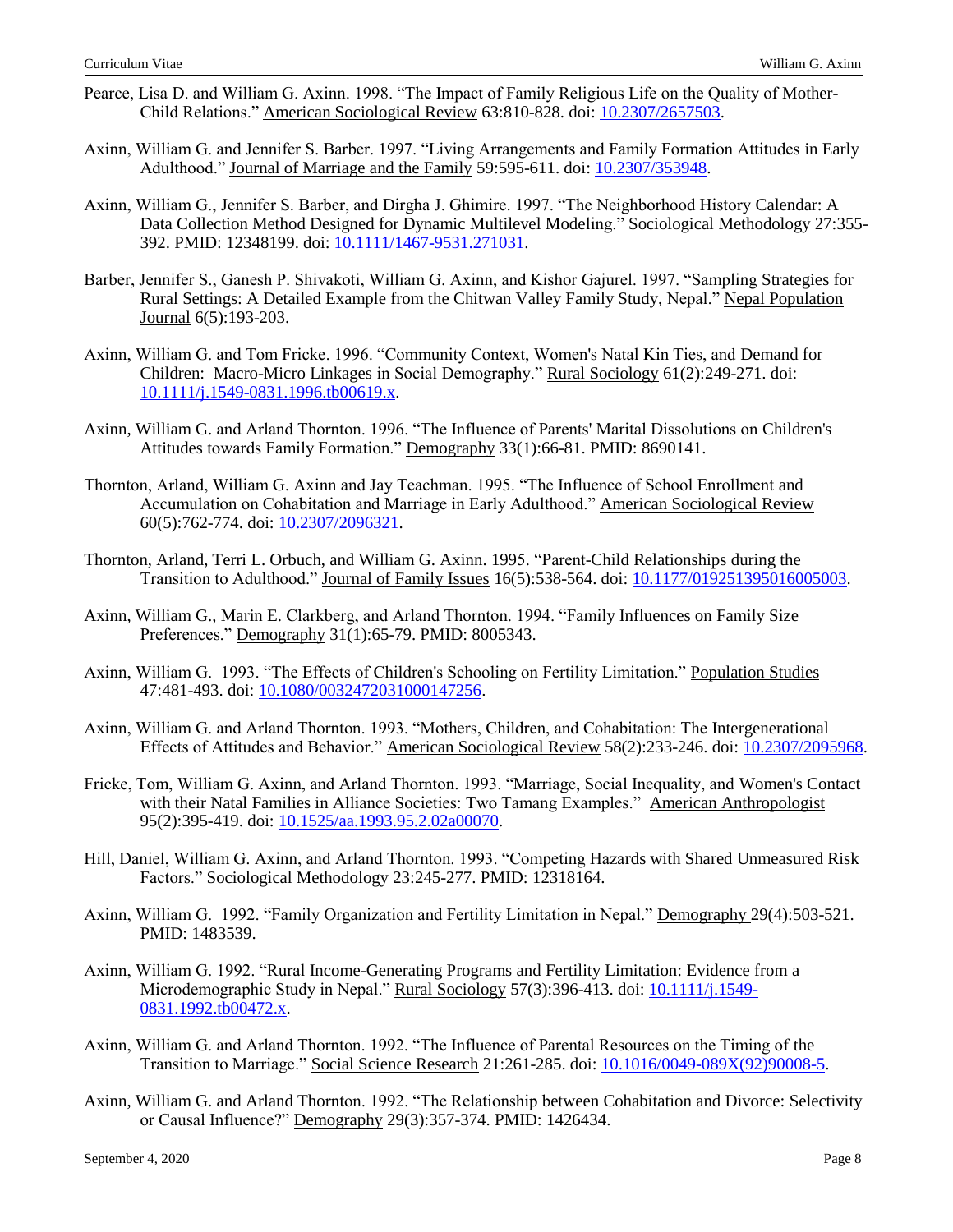Pearce, Lisa D. and William G. Axinn. 1998. "The Impact of Family Religious Life on the Quality of Mother-Child Relations." American Sociological Review 63:810-828. doi: 10.2307/2657503.

Axinn, William G. and Jennifer S. Barber. 1997. "Living Arrangements and Family Formation Attitudes in Early Adulthood." Journal of Marriage and the Family 59:595-611. doi: 10.2307/353948.

Axinn, William G., Jennifer S. Barber, and Dirgha J. Ghimire. 1997. "The Neighborhood History Calendar: A Data Collection Method Designed for Dynamic Multilevel Modeling." Sociological Methodology 27:355-392. PMID: 12348199. doi: 10.1111/1467-9531.271031.

Barber, Jennifer S., Ganesh P. Shivakoti, William G. Axinn, and Kishor Gajurel. 1997. "Sampling Strategies for Rural Settings: A Detailed Example from the Chitwan Valley Family Study, Nepal." Nepal Population Journal 6(5):193-203.

Axinn, William G. and Tom Fricke. 1996. "Community Context, Women's Natal Kin Ties, and Demand for Children: Macro-Micro Linkages in Social Demography." Rural Sociology 61(2):249-271. doi: 10.1111/j.1549-0831.1996.tb00619.x.

Axinn, William G. and Arland Thornton. 1996. "The Influence of Parents' Marital Dissolutions on Children's Attitudes towards Family Formation." Demography 33(1):66-81. PMID: 8690141.

Thornton, Arland, William G. Axinn and Jay Teachman. 1995. "The Influence of School Enrollment and Accumulation on Cohabitation and Marriage in Early Adulthood." American Sociological Review 60(5):762-774. doi: 10.2307/2096321.

Thornton, Arland, Terri L. Orbuch, and William G. Axinn. 1995. "Parent-Child Relationships during the Transition to Adulthood." Journal of Family Issues 16(5):538-564. doi: 10.1177/019251395016005003.

Axinn, William G., Marin E. Clarkberg, and Arland Thornton. 1994. "Family Influences on Family Size Preferences." Demography 31(1):65-79. PMID: 8005343.

Axinn, William G. 1993. "The Effects of Children's Schooling on Fertility Limitation." Population Studies 47:481-493. doi: 10.1080/0032472031000147256.

Axinn, William G. and Arland Thornton. 1993. "Mothers, Children, and Cohabitation: The Intergenerational Effects of Attitudes and Behavior." American Sociological Review 58(2):233-246. doi: 10.2307/2095968.

Fricke, Tom, William G. Axinn, and Arland Thornton. 1993. "Marriage, Social Inequality, and Women's Contact with their Natal Families in Alliance Societies: Two Tamang Examples." American Anthropologist 95(2):395-419. doi: 10.1525/aa.1993.95.2.02a00070.

Hill, Daniel, William G. Axinn, and Arland Thornton. 1993. "Competing Hazards with Shared Unmeasured Risk Factors." Sociological Methodology 23:245-277. PMID: 12318164.

Axinn, William G. 1992. "Family Organization and Fertility Limitation in Nepal." Demography 29(4):503-521. PMID: 1483539.

Axinn, William G. 1992. "Rural Income-Generating Programs and Fertility Limitation: Evidence from a Microdemographic Study in Nepal." Rural Sociology 57(3):396-413. doi: 10.1111/j.1549-0831.1992.tb00472.x.

Axinn, William G. and Arland Thornton. 1992. "The Influence of Parental Resources on the Timing of the Transition to Marriage." Social Science Research 21:261-285. doi: 10.1016/0049-089X(92)90008-5.

Axinn, William G. and Arland Thornton. 1992. "The Relationship between Cohabitation and Divorce: Selectivity or Causal Influence?" Demography 29(3):357-374. PMID: 1426434.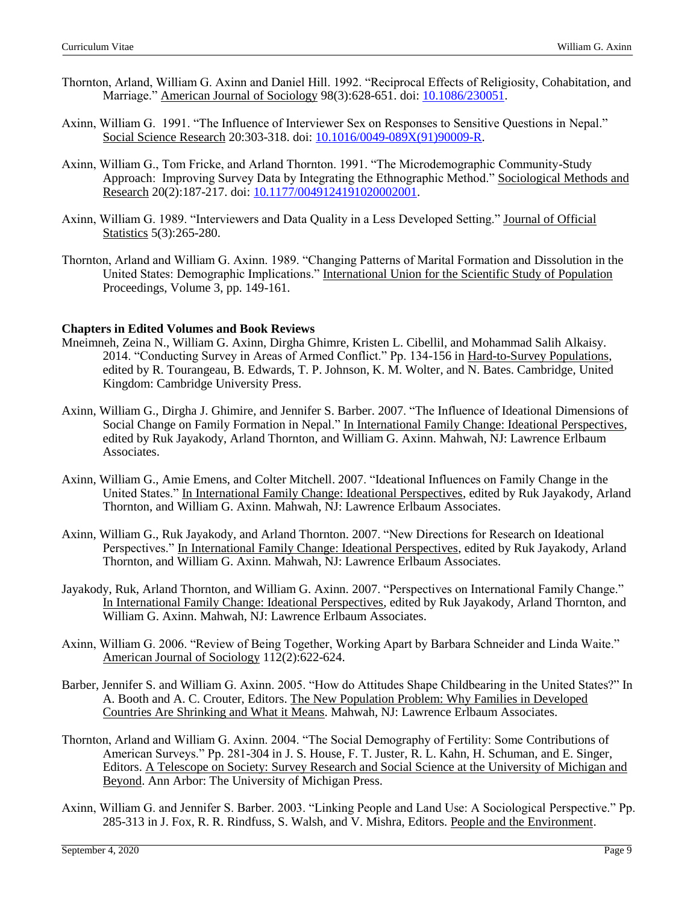Thornton, Arland, William G. Axinn and Daniel Hill. 1992. "Reciprocal Effects of Religiosity, Cohabitation, and Marriage." American Journal of Sociology 98(3):628-651. doi: 10.1086/230051.

Axinn, William G. 1991. "The Influence of Interviewer Sex on Responses to Sensitive Questions in Nepal." Social Science Research 20:303-318. doi: 10.1016/0049-089X(91)90009-R.

Axinn, William G., Tom Fricke, and Arland Thornton. 1991. "The Microdemographic Community-Study Approach: Improving Survey Data by Integrating the Ethnographic Method." Sociological Methods and Research 20(2):187-217. doi: 10.1177/0049124191020002001.

Axinn, William G. 1989. "Interviewers and Data Quality in a Less Developed Setting." Journal of Official Statistics 5(3):265-280.

Thornton, Arland and William G. Axinn. 1989. "Changing Patterns of Marital Formation and Dissolution in the United States: Demographic Implications." International Union for the Scientific Study of Population Proceedings, Volume 3, pp. 149-161.

**Chapters in Edited Volumes and Book Reviews**

Mneimneh, Zeina N., William G. Axinn, Dirgha Ghimire, Kristen L. Cibellil, and Mohammad Salih Alkaisy. 2014. "Conducting Survey in Areas of Armed Conflict." Pp. 134-156 in Hard-to-Survey Populations, edited by R. Tourangeau, B. Edwards, T. P. Johnson, K. M. Wolter, and N. Bates. Cambridge, United Kingdom: Cambridge University Press.

Axinn, William G., Dirgha J. Ghimire, and Jennifer S. Barber. 2007. "The Influence of Ideational Dimensions of Social Change on Family Formation in Nepal." In International Family Change: Ideational Perspectives, edited by Ruk Jayakody, Arland Thornton, and William G. Axinn. Mahwah, NJ: Lawrence Erlbaum Associates.

Axinn, William G., Amie Emens, and Colter Mitchell. 2007. "Ideational Influences on Family Change in the United States." In International Family Change: Ideational Perspectives, edited by Ruk Jayakody, Arland Thornton, and William G. Axinn. Mahwah, NJ: Lawrence Erlbaum Associates.

Axinn, William G., Ruk Jayakody, and Arland Thornton. 2007. "New Directions for Research on Ideational Perspectives." In International Family Change: Ideational Perspectives, edited by Ruk Jayakody, Arland Thornton, and William G. Axinn. Mahwah, NJ: Lawrence Erlbaum Associates.

Jayakody, Ruk, Arland Thornton, and William G. Axinn. 2007. "Perspectives on International Family Change." In International Family Change: Ideational Perspectives, edited by Ruk Jayakody, Arland Thornton, and William G. Axinn. Mahwah, NJ: Lawrence Erlbaum Associates.

Axinn, William G. 2006. "Review of Being Together, Working Apart by Barbara Schneider and Linda Waite." American Journal of Sociology 112(2):622-624.

Barber, Jennifer S. and William G. Axinn. 2005. "How do Attitudes Shape Childbearing in the United States?" In A. Booth and A. C. Crouter, Editors. The New Population Problem: Why Families in Developed Countries Are Shrinking and What it Means. Mahwah, NJ: Lawrence Erlbaum Associates.

Thornton, Arland and William G. Axinn. 2004. "The Social Demography of Fertility: Some Contributions of American Surveys." Pp. 281-304 in J. S. House, F. T. Juster, R. L. Kahn, H. Schuman, and E. Singer, Editors. A Telescope on Society: Survey Research and Social Science at the University of Michigan and Beyond. Ann Arbor: The University of Michigan Press.

Axinn, William G. and Jennifer S. Barber. 2003. "Linking People and Land Use: A Sociological Perspective." Pp. 285-313 in J. Fox, R. R. Rindfuss, S. Walsh, and V. Mishra, Editors. People and the Environment.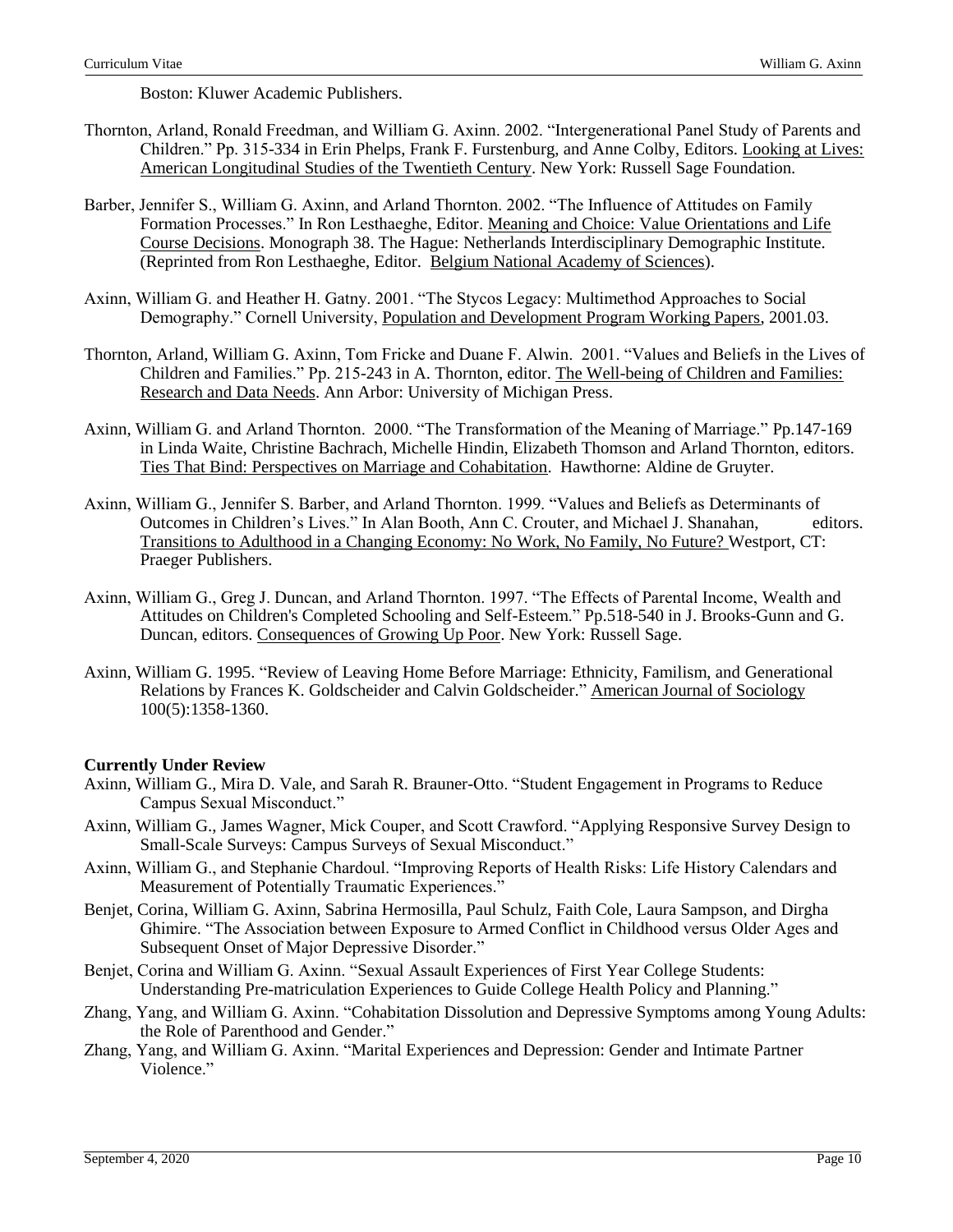Boston: Kluwer Academic Publishers.

Thornton, Arland, Ronald Freedman, and William G. Axinn. 2002. "Intergenerational Panel Study of Parents and Children." Pp. 315-334 in Erin Phelps, Frank F. Furstenburg, and Anne Colby, Editors. Looking at Lives: American Longitudinal Studies of the Twentieth Century. New York: Russell Sage Foundation.

Barber, Jennifer S., William G. Axinn, and Arland Thornton. 2002. "The Influence of Attitudes on Family Formation Processes." In Ron Lesthaeghe, Editor. Meaning and Choice: Value Orientations and Life Course Decisions. Monograph 38. The Hague: Netherlands Interdisciplinary Demographic Institute. (Reprinted from Ron Lesthaeghe, Editor. Belgium National Academy of Sciences).

Axinn, William G. and Heather H. Gatny. 2001. "The Stycos Legacy: Multimethod Approaches to Social Demography." Cornell University, Population and Development Program Working Papers, 2001.03.

Thornton, Arland, William G. Axinn, Tom Fricke and Duane F. Alwin. 2001. "Values and Beliefs in the Lives of Children and Families." Pp. 215-243 in A. Thornton, editor. The Well-being of Children and Families: Research and Data Needs. Ann Arbor: University of Michigan Press.

Axinn, William G. and Arland Thornton. 2000. "The Transformation of the Meaning of Marriage." Pp.147-169 in Linda Waite, Christine Bachrach, Michelle Hindin, Elizabeth Thomson and Arland Thornton, editors. Ties That Bind: Perspectives on Marriage and Cohabitation. Hawthorne: Aldine de Gruyter.

Axinn, William G., Jennifer S. Barber, and Arland Thornton. 1999. "Values and Beliefs as Determinants of Outcomes in Children's Lives." In Alan Booth, Ann C. Crouter, and Michael J. Shanahan, editors. Transitions to Adulthood in a Changing Economy: No Work, No Family, No Future? Westport, CT: Praeger Publishers.

Axinn, William G., Greg J. Duncan, and Arland Thornton. 1997. "The Effects of Parental Income, Wealth and Attitudes on Children's Completed Schooling and Self-Esteem." Pp.518-540 in J. Brooks-Gunn and G. Duncan, editors. Consequences of Growing Up Poor. New York: Russell Sage.

Axinn, William G. 1995. "Review of Leaving Home Before Marriage: Ethnicity, Familism, and Generational Relations by Frances K. Goldscheider and Calvin Goldscheider." American Journal of Sociology 100(5):1358-1360.

**Currently Under Review**

Axinn, William G., Mira D. Vale, and Sarah R. Brauner-Otto. "Student Engagement in Programs to Reduce Campus Sexual Misconduct."

Axinn, William G., James Wagner, Mick Couper, and Scott Crawford. "Applying Responsive Survey Design to Small-Scale Surveys: Campus Surveys of Sexual Misconduct."

Axinn, William G., and Stephanie Chardoul. "Improving Reports of Health Risks: Life History Calendars and Measurement of Potentially Traumatic Experiences."

Benjet, Corina, William G. Axinn, Sabrina Hermosilla, Paul Schulz, Faith Cole, Laura Sampson, and Dirgha Ghimire. "The Association between Exposure to Armed Conflict in Childhood versus Older Ages and Subsequent Onset of Major Depressive Disorder."

Benjet, Corina and William G. Axinn. "Sexual Assault Experiences of First Year College Students: Understanding Pre-matriculation Experiences to Guide College Health Policy and Planning."

Zhang, Yang, and William G. Axinn. "Cohabitation Dissolution and Depressive Symptoms among Young Adults: the Role of Parenthood and Gender."

Zhang, Yang, and William G. Axinn. "Marital Experiences and Depression: Gender and Intimate Partner Violence."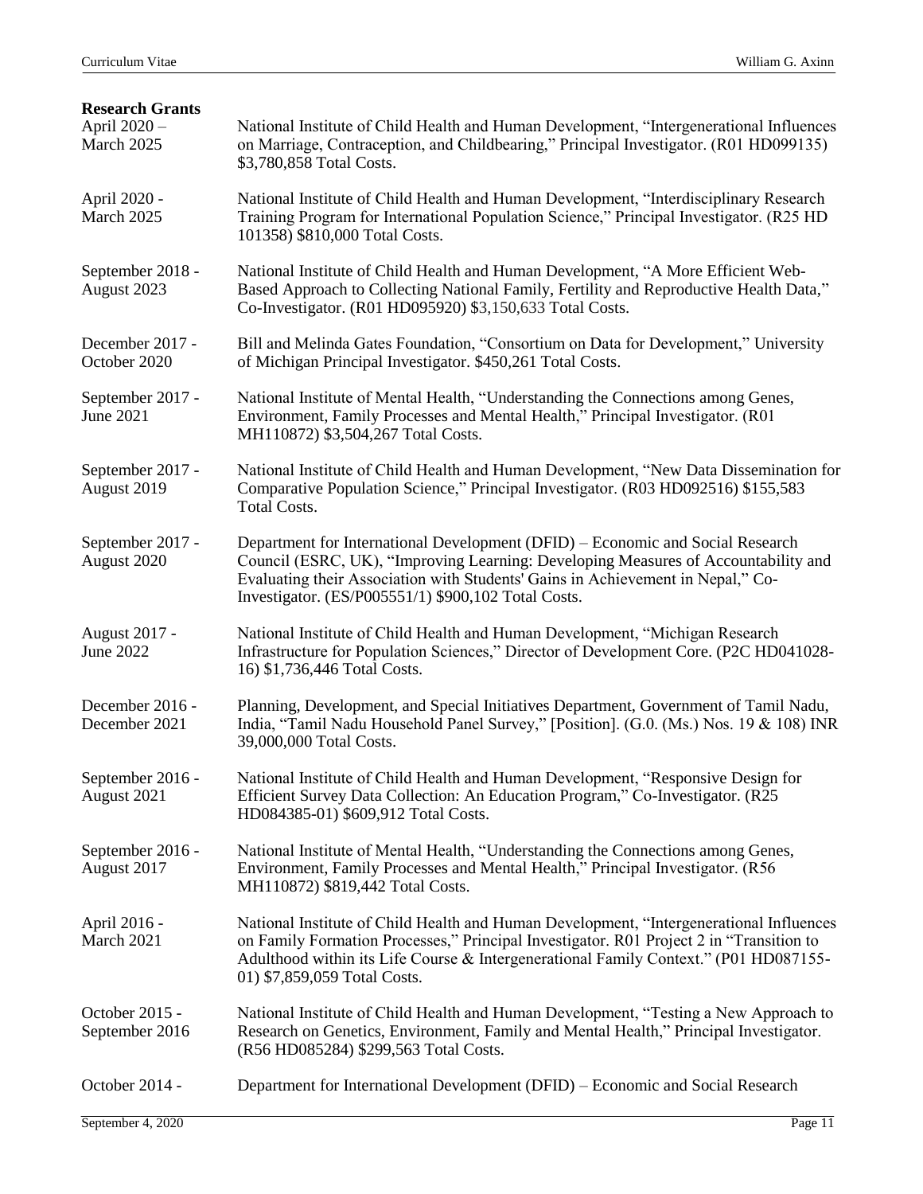**Research Grants**

| | |
|---|---|
| April 2020 – March 2025 | National Institute of Child Health and Human Development, "Intergenerational Influences on Marriage, Contraception, and Childbearing," Principal Investigator. (R01 HD099135) $3,780,858 Total Costs. |
| April 2020 - March 2025 | National Institute of Child Health and Human Development, "Interdisciplinary Research Training Program for International Population Science," Principal Investigator. (R25 HD 101358) $810,000 Total Costs. |
| September 2018 - August 2023 | National Institute of Child Health and Human Development, "A More Efficient Web-Based Approach to Collecting National Family, Fertility and Reproductive Health Data," Co-Investigator. (R01 HD095920) $3,150,633 Total Costs. |
| December 2017 - October 2020 | Bill and Melinda Gates Foundation, "Consortium on Data for Development," University of Michigan Principal Investigator. $450,261 Total Costs. |
| September 2017 - June 2021 | National Institute of Mental Health, "Understanding the Connections among Genes, Environment, Family Processes and Mental Health," Principal Investigator. (R01 MH110872) $3,504,267 Total Costs. |
| September 2017 - August 2019 | National Institute of Child Health and Human Development, "New Data Dissemination for Comparative Population Science," Principal Investigator. (R03 HD092516) $155,583 Total Costs. |
| September 2017 - August 2020 | Department for International Development (DFID) – Economic and Social Research Council (ESRC, UK), "Improving Learning: Developing Measures of Accountability and Evaluating their Association with Students' Gains in Achievement in Nepal," Co-Investigator. (ES/P005551/1) $900,102 Total Costs. |
| August 2017 - June 2022 | National Institute of Child Health and Human Development, "Michigan Research Infrastructure for Population Sciences," Director of Development Core. (P2C HD041028-16) $1,736,446 Total Costs. |
| December 2016 - December 2021 | Planning, Development, and Special Initiatives Department, Government of Tamil Nadu, India, "Tamil Nadu Household Panel Survey," [Position]. (G.0. (Ms.) Nos. 19 & 108) INR 39,000,000 Total Costs. |
| September 2016 - August 2021 | National Institute of Child Health and Human Development, "Responsive Design for Efficient Survey Data Collection: An Education Program," Co-Investigator. (R25 HD084385-01) $609,912 Total Costs. |
| September 2016 - August 2017 | National Institute of Mental Health, "Understanding the Connections among Genes, Environment, Family Processes and Mental Health," Principal Investigator. (R56 MH110872) $819,442 Total Costs. |
| April 2016 - March 2021 | National Institute of Child Health and Human Development, "Intergenerational Influences on Family Formation Processes," Principal Investigator. R01 Project 2 in "Transition to Adulthood within its Life Course & Intergenerational Family Context." (P01 HD087155-01) $7,859,059 Total Costs. |
| October 2015 - September 2016 | National Institute of Child Health and Human Development, "Testing a New Approach to Research on Genetics, Environment, Family and Mental Health," Principal Investigator. (R56 HD085284) $299,563 Total Costs. |
| October 2014 - | Department for International Development (DFID) – Economic and Social Research |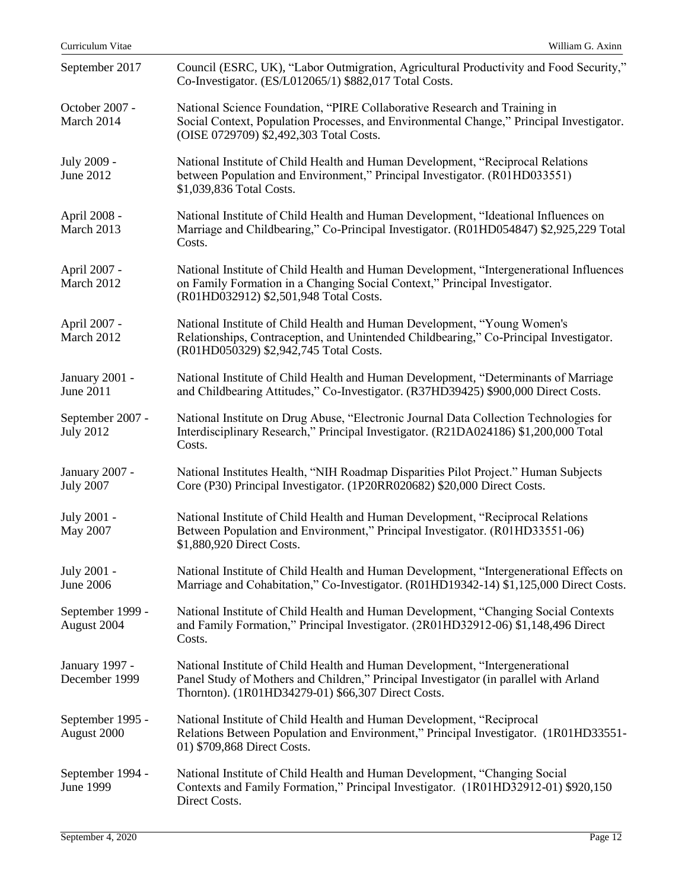| | |
|---|---|
| September 2017 | Council (ESRC, UK), “Labor Outmigration, Agricultural Productivity and Food Security,” Co-Investigator. (ES/L012065/1) $882,017 Total Costs. |
| October 2007 - March 2014 | National Science Foundation, “PIRE Collaborative Research and Training in Social Context, Population Processes, and Environmental Change,” Principal Investigator. (OISE 0729709) $2,492,303 Total Costs. |
| July 2009 - June 2012 | National Institute of Child Health and Human Development, “Reciprocal Relations between Population and Environment,” Principal Investigator. (R01HD033551) $1,039,836 Total Costs. |
| April 2008 - March 2013 | National Institute of Child Health and Human Development, “Ideational Influences on Marriage and Childbearing,” Co-Principal Investigator. (R01HD054847) $2,925,229 Total Costs. |
| April 2007 - March 2012 | National Institute of Child Health and Human Development, “Intergenerational Influences on Family Formation in a Changing Social Context,” Principal Investigator. (R01HD032912) $2,501,948 Total Costs. |
| April 2007 - March 2012 | National Institute of Child Health and Human Development, “Young Women's Relationships, Contraception, and Unintended Childbearing,” Co-Principal Investigator. (R01HD050329) $2,942,745 Total Costs. |
| January 2001 - June 2011 | National Institute of Child Health and Human Development, “Determinants of Marriage and Childbearing Attitudes,” Co-Investigator. (R37HD39425) $900,000 Direct Costs. |
| September 2007 - July 2012 | National Institute on Drug Abuse, “Electronic Journal Data Collection Technologies for Interdisciplinary Research,” Principal Investigator. (R21DA024186) $1,200,000 Total Costs. |
| January 2007 - July 2007 | National Institutes Health, “NIH Roadmap Disparities Pilot Project.” Human Subjects Core (P30) Principal Investigator. (1P20RR020682) $20,000 Direct Costs. |
| July 2001 - May 2007 | National Institute of Child Health and Human Development, “Reciprocal Relations Between Population and Environment,” Principal Investigator. (R01HD33551-06) $1,880,920 Direct Costs. |
| July 2001 - June 2006 | National Institute of Child Health and Human Development, “Intergenerational Effects on Marriage and Cohabitation,” Co-Investigator. (R01HD19342-14) $1,125,000 Direct Costs. |
| September 1999 - August 2004 | National Institute of Child Health and Human Development, “Changing Social Contexts and Family Formation,” Principal Investigator. (2R01HD32912-06) $1,148,496 Direct Costs. |
| January 1997 - December 1999 | National Institute of Child Health and Human Development, “Intergenerational Panel Study of Mothers and Children,” Principal Investigator (in parallel with Arland Thornton). (1R01HD34279-01) $66,307 Direct Costs. |
| September 1995 - August 2000 | National Institute of Child Health and Human Development, “Reciprocal Relations Between Population and Environment,” Principal Investigator. (1R01HD33551-01) $709,868 Direct Costs. |
| September 1994 - June 1999 | National Institute of Child Health and Human Development, “Changing Social Contexts and Family Formation,” Principal Investigator. (1R01HD32912-01) $920,150 Direct Costs. |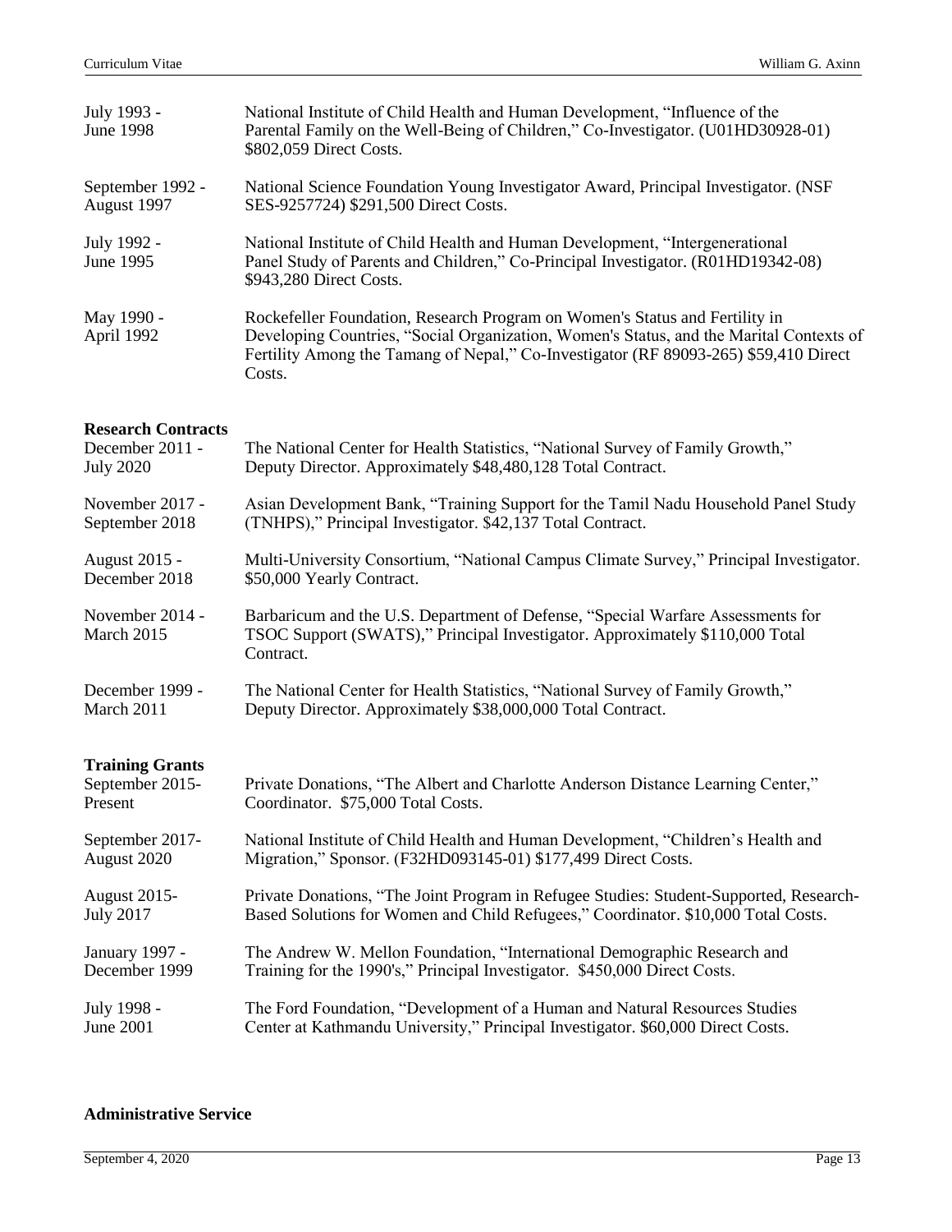| | |
|---|---|
| July 1993 - June 1998 | National Institute of Child Health and Human Development, "Influence of the Parental Family on the Well-Being of Children," Co-Investigator. (U01HD30928-01) $802,059 Direct Costs. |
| September 1992 - August 1997 | National Science Foundation Young Investigator Award, Principal Investigator. (NSF SES-9257724) $291,500 Direct Costs. |
| July 1992 - June 1995 | National Institute of Child Health and Human Development, "Intergenerational Panel Study of Parents and Children," Co-Principal Investigator. (R01HD19342-08) $943,280 Direct Costs. |
| May 1990 - April 1992 | Rockefeller Foundation, Research Program on Women's Status and Fertility in Developing Countries, "Social Organization, Women's Status, and the Marital Contexts of Fertility Among the Tamang of Nepal," Co-Investigator (RF 89093-265) $59,410 Direct Costs. |

**Research Contracts**

| | |
|---|---|
| December 2011 - July 2020 | The National Center for Health Statistics, "National Survey of Family Growth," Deputy Director. Approximately $48,480,128 Total Contract. |
| November 2017 - September 2018 | Asian Development Bank, "Training Support for the Tamil Nadu Household Panel Study (TNHPS)," Principal Investigator. $42,137 Total Contract. |
| August 2015 - December 2018 | Multi-University Consortium, "National Campus Climate Survey," Principal Investigator. $50,000 Yearly Contract. |
| November 2014 - March 2015 | Barbaricum and the U.S. Department of Defense, "Special Warfare Assessments for TSOC Support (SWATS)," Principal Investigator. Approximately $110,000 Total Contract. |
| December 1999 - March 2011 | The National Center for Health Statistics, "National Survey of Family Growth," Deputy Director. Approximately $38,000,000 Total Contract. |

**Training Grants**

| | |
|---|---|
| September 2015- Present | Private Donations, "The Albert and Charlotte Anderson Distance Learning Center," Coordinator. $75,000 Total Costs. |
| September 2017- August 2020 | National Institute of Child Health and Human Development, "Children's Health and Migration," Sponsor. (F32HD093145-01) $177,499 Direct Costs. |
| August 2015- July 2017 | Private Donations, "The Joint Program in Refugee Studies: Student-Supported, Research-Based Solutions for Women and Child Refugees," Coordinator. $10,000 Total Costs. |
| January 1997 - December 1999 | The Andrew W. Mellon Foundation, "International Demographic Research and Training for the 1990's," Principal Investigator. $450,000 Direct Costs. |
| July 1998 - June 2001 | The Ford Foundation, "Development of a Human and Natural Resources Studies Center at Kathmandu University," Principal Investigator. $60,000 Direct Costs. |

**Administrative Service**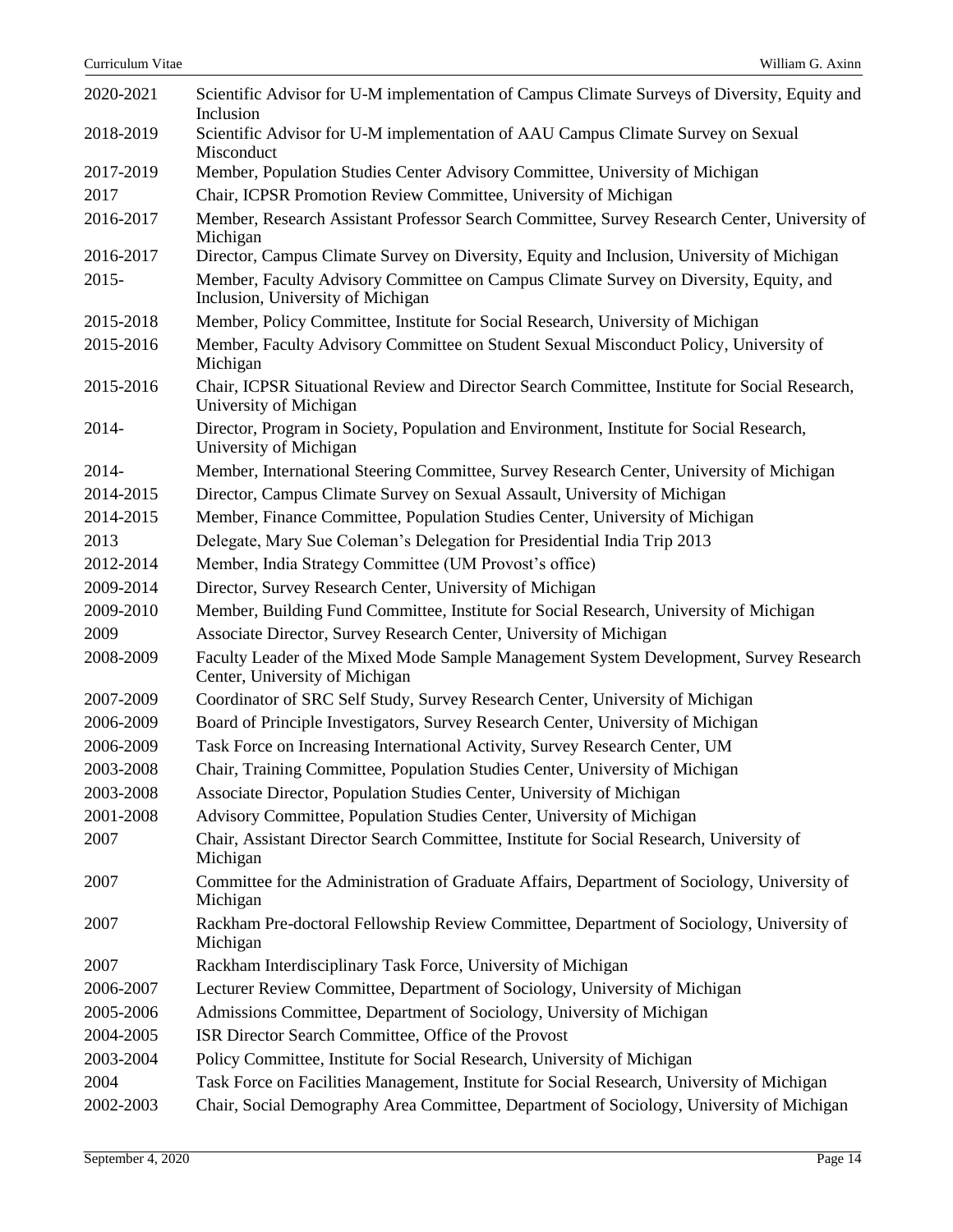| | |
|---|---|
| 2020-2021 | Scientific Advisor for U-M implementation of Campus Climate Surveys of Diversity, Equity and Inclusion |
| 2018-2019 | Scientific Advisor for U-M implementation of AAU Campus Climate Survey on Sexual Misconduct |
| 2017-2019 | Member, Population Studies Center Advisory Committee, University of Michigan |
| 2017 | Chair, ICPSR Promotion Review Committee, University of Michigan |
| 2016-2017 | Member, Research Assistant Professor Search Committee, Survey Research Center, University of Michigan |
| 2016-2017 | Director, Campus Climate Survey on Diversity, Equity and Inclusion, University of Michigan |
| 2015- | Member, Faculty Advisory Committee on Campus Climate Survey on Diversity, Equity, and Inclusion, University of Michigan |
| 2015-2018 | Member, Policy Committee, Institute for Social Research, University of Michigan |
| 2015-2016 | Member, Faculty Advisory Committee on Student Sexual Misconduct Policy, University of Michigan |
| 2015-2016 | Chair, ICPSR Situational Review and Director Search Committee, Institute for Social Research, University of Michigan |
| 2014- | Director, Program in Society, Population and Environment, Institute for Social Research, University of Michigan |
| 2014- | Member, International Steering Committee, Survey Research Center, University of Michigan |
| 2014-2015 | Director, Campus Climate Survey on Sexual Assault, University of Michigan |
| 2014-2015 | Member, Finance Committee, Population Studies Center, University of Michigan |
| 2013 | Delegate, Mary Sue Coleman's Delegation for Presidential India Trip 2013 |
| 2012-2014 | Member, India Strategy Committee (UM Provost's office) |
| 2009-2014 | Director, Survey Research Center, University of Michigan |
| 2009-2010 | Member, Building Fund Committee, Institute for Social Research, University of Michigan |
| 2009 | Associate Director, Survey Research Center, University of Michigan |
| 2008-2009 | Faculty Leader of the Mixed Mode Sample Management System Development, Survey Research Center, University of Michigan |
| 2007-2009 | Coordinator of SRC Self Study, Survey Research Center, University of Michigan |
| 2006-2009 | Board of Principle Investigators, Survey Research Center, University of Michigan |
| 2006-2009 | Task Force on Increasing International Activity, Survey Research Center, UM |
| 2003-2008 | Chair, Training Committee, Population Studies Center, University of Michigan |
| 2003-2008 | Associate Director, Population Studies Center, University of Michigan |
| 2001-2008 | Advisory Committee, Population Studies Center, University of Michigan |
| 2007 | Chair, Assistant Director Search Committee, Institute for Social Research, University of Michigan |
| 2007 | Committee for the Administration of Graduate Affairs, Department of Sociology, University of Michigan |
| 2007 | Rackham Pre-doctoral Fellowship Review Committee, Department of Sociology, University of Michigan |
| 2007 | Rackham Interdisciplinary Task Force, University of Michigan |
| 2006-2007 | Lecturer Review Committee, Department of Sociology, University of Michigan |
| 2005-2006 | Admissions Committee, Department of Sociology, University of Michigan |
| 2004-2005 | ISR Director Search Committee, Office of the Provost |
| 2003-2004 | Policy Committee, Institute for Social Research, University of Michigan |
| 2004 | Task Force on Facilities Management, Institute for Social Research, University of Michigan |
| 2002-2003 | Chair, Social Demography Area Committee, Department of Sociology, University of Michigan |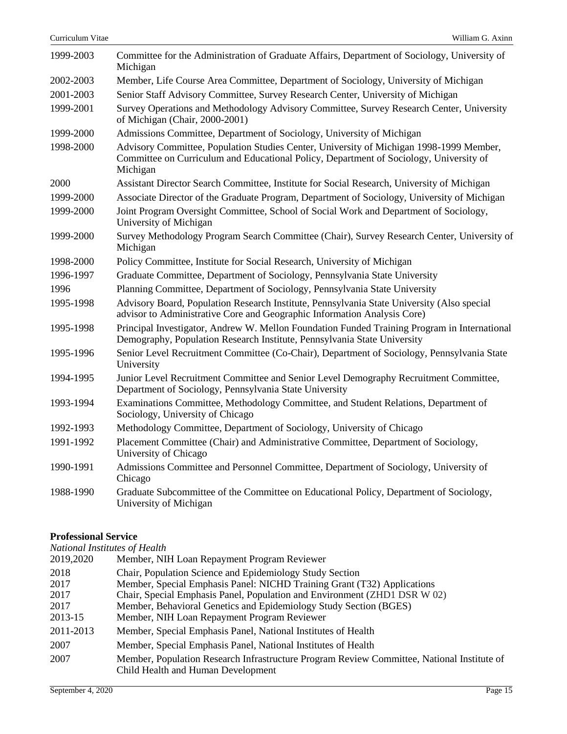| | |
|---|---|
| 1999-2003 | Committee for the Administration of Graduate Affairs, Department of Sociology, University of Michigan |
| 2002-2003 | Member, Life Course Area Committee, Department of Sociology, University of Michigan |
| 2001-2003 | Senior Staff Advisory Committee, Survey Research Center, University of Michigan |
| 1999-2001 | Survey Operations and Methodology Advisory Committee, Survey Research Center, University of Michigan (Chair, 2000-2001) |
| 1999-2000 | Admissions Committee, Department of Sociology, University of Michigan |
| 1998-2000 | Advisory Committee, Population Studies Center, University of Michigan 1998-1999 Member, Committee on Curriculum and Educational Policy, Department of Sociology, University of Michigan |
| 2000 | Assistant Director Search Committee, Institute for Social Research, University of Michigan |
| 1999-2000 | Associate Director of the Graduate Program, Department of Sociology, University of Michigan |
| 1999-2000 | Joint Program Oversight Committee, School of Social Work and Department of Sociology, University of Michigan |
| 1999-2000 | Survey Methodology Program Search Committee (Chair), Survey Research Center, University of Michigan |
| 1998-2000 | Policy Committee, Institute for Social Research, University of Michigan |
| 1996-1997 | Graduate Committee, Department of Sociology, Pennsylvania State University |
| 1996 | Planning Committee, Department of Sociology, Pennsylvania State University |
| 1995-1998 | Advisory Board, Population Research Institute, Pennsylvania State University (Also special advisor to Administrative Core and Geographic Information Analysis Core) |
| 1995-1998 | Principal Investigator, Andrew W. Mellon Foundation Funded Training Program in International Demography, Population Research Institute, Pennsylvania State University |
| 1995-1996 | Senior Level Recruitment Committee (Co-Chair), Department of Sociology, Pennsylvania State University |
| 1994-1995 | Junior Level Recruitment Committee and Senior Level Demography Recruitment Committee, Department of Sociology, Pennsylvania State University |
| 1993-1994 | Examinations Committee, Methodology Committee, and Student Relations, Department of Sociology, University of Chicago |
| 1992-1993 | Methodology Committee, Department of Sociology, University of Chicago |
| 1991-1992 | Placement Committee (Chair) and Administrative Committee, Department of Sociology, University of Chicago |
| 1990-1991 | Admissions Committee and Personnel Committee, Department of Sociology, University of Chicago |
| 1988-1990 | Graduate Subcommittee of the Committee on Educational Policy, Department of Sociology, University of Michigan |

**Professional Service**

*National Institutes of Health*

| | |
|---|---|
| 2019,2020 | Member, NIH Loan Repayment Program Reviewer |
| 2018 | Chair, Population Science and Epidemiology Study Section |
| 2017 | Member, Special Emphasis Panel: NICHD Training Grant (T32) Applications |
| 2017 | Chair, Special Emphasis Panel, Population and Environment (ZHD1 DSR W 02) |
| 2017 | Member, Behavioral Genetics and Epidemiology Study Section (BGES) |
| 2013-15 | Member, NIH Loan Repayment Program Reviewer |
| 2011-2013 | Member, Special Emphasis Panel, National Institutes of Health |
| 2007 | Member, Special Emphasis Panel, National Institutes of Health |
| 2007 | Member, Population Research Infrastructure Program Review Committee, National Institute of Child Health and Human Development |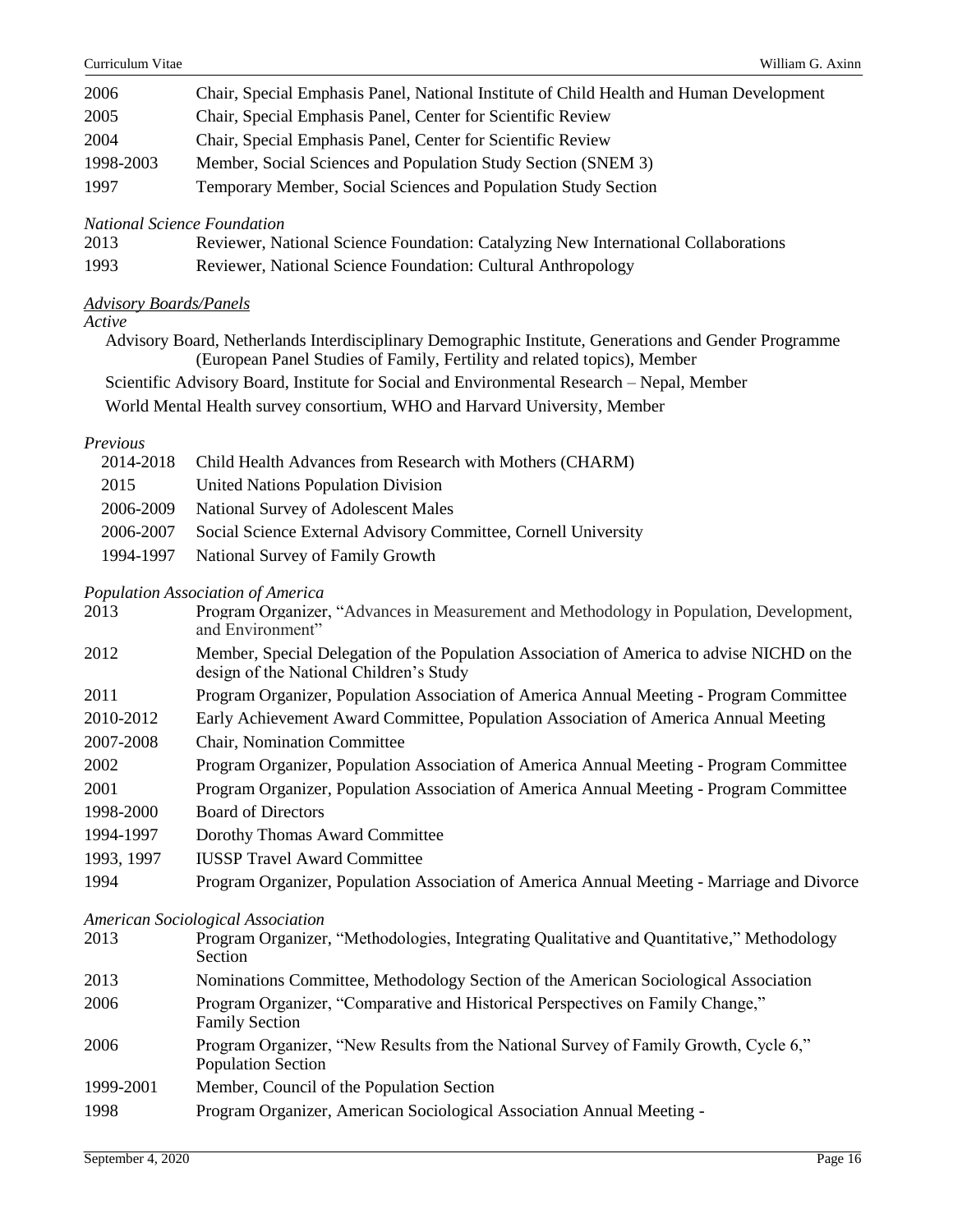| | |
|---|---|
| 2006 | Chair, Special Emphasis Panel, National Institute of Child Health and Human Development |
| 2005 | Chair, Special Emphasis Panel, Center for Scientific Review |
| 2004 | Chair, Special Emphasis Panel, Center for Scientific Review |
| 1998-2003 | Member, Social Sciences and Population Study Section (SNEM 3) |
| 1997 | Temporary Member, Social Sciences and Population Study Section |

*National Science Foundation*

| | |
|---|---|
| 2013 | Reviewer, National Science Foundation: Catalyzing New International Collaborations |
| 1993 | Reviewer, National Science Foundation: Cultural Anthropology |

*Advisory Boards/Panels*

*Active*

Advisory Board, Netherlands Interdisciplinary Demographic Institute, Generations and Gender Programme (European Panel Studies of Family, Fertility and related topics), Member

Scientific Advisory Board, Institute for Social and Environmental Research – Nepal, Member

World Mental Health survey consortium, WHO and Harvard University, Member

*Previous*

| | |
|---|---|
| 2014-2018 | Child Health Advances from Research with Mothers (CHARM) |
| 2015 | United Nations Population Division |
| 2006-2009 | National Survey of Adolescent Males |
| 2006-2007 | Social Science External Advisory Committee, Cornell University |
| 1994-1997 | National Survey of Family Growth |

*Population Association of America*

| | |
|---|---|
| 2013 | Program Organizer, "Advances in Measurement and Methodology in Population, Development, and Environment" |
| 2012 | Member, Special Delegation of the Population Association of America to advise NICHD on the design of the National Children's Study |
| 2011 | Program Organizer, Population Association of America Annual Meeting - Program Committee |
| 2010-2012 | Early Achievement Award Committee, Population Association of America Annual Meeting |
| 2007-2008 | Chair, Nomination Committee |
| 2002 | Program Organizer, Population Association of America Annual Meeting - Program Committee |
| 2001 | Program Organizer, Population Association of America Annual Meeting - Program Committee |
| 1998-2000 | Board of Directors |
| 1994-1997 | Dorothy Thomas Award Committee |
| 1993, 1997 | IUSSP Travel Award Committee |
| 1994 | Program Organizer, Population Association of America Annual Meeting - Marriage and Divorce |

*American Sociological Association*

| | |
|---|---|
| 2013 | Program Organizer, "Methodologies, Integrating Qualitative and Quantitative," Methodology Section |
| 2013 | Nominations Committee, Methodology Section of the American Sociological Association |
| 2006 | Program Organizer, "Comparative and Historical Perspectives on Family Change," Family Section |
| 2006 | Program Organizer, "New Results from the National Survey of Family Growth, Cycle 6," Population Section |
| 1999-2001 | Member, Council of the Population Section |
| 1998 | Program Organizer, American Sociological Association Annual Meeting - |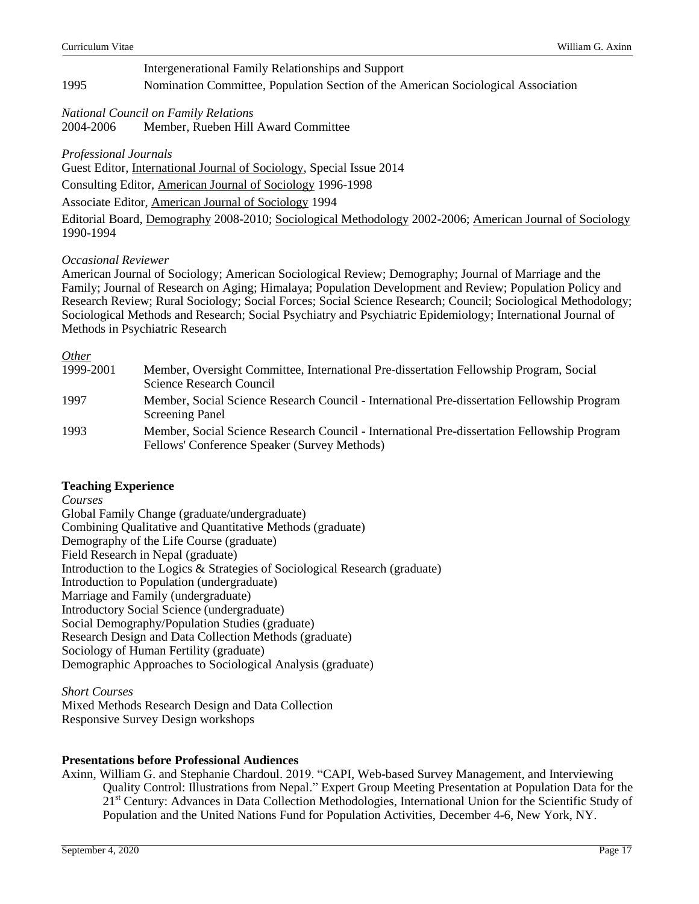| | |
|---|---|
| | Intergenerational Family Relationships and Support |
| 1995 | Nomination Committee, Population Section of the American Sociological Association |

*National Council on Family Relations*

2004-2006 Member, Rueben Hill Award Committee

*Professional Journals*

Guest Editor, International Journal of Sociology, Special Issue 2014

Consulting Editor, American Journal of Sociology 1996-1998

Associate Editor, American Journal of Sociology 1994

Editorial Board, Demography 2008-2010; Sociological Methodology 2002-2006; American Journal of Sociology 1990-1994

*Occasional Reviewer*

American Journal of Sociology; American Sociological Review; Demography; Journal of Marriage and the Family; Journal of Research on Aging; Himalaya; Population Development and Review; Population Policy and Research Review; Rural Sociology; Social Forces; Social Science Research; Council; Sociological Methodology; Sociological Methods and Research; Social Psychiatry and Psychiatric Epidemiology; International Journal of Methods in Psychiatric Research

*Other*

| | |
|---|---|
| 1999-2001 | Member, Oversight Committee, International Pre-dissertation Fellowship Program, Social Science Research Council |
| 1997 | Member, Social Science Research Council - International Pre-dissertation Fellowship Program Screening Panel |
| 1993 | Member, Social Science Research Council - International Pre-dissertation Fellowship Program Fellows' Conference Speaker (Survey Methods) |

**Teaching Experience**

*Courses*

Global Family Change (graduate/undergraduate)
Combining Qualitative and Quantitative Methods (graduate)
Demography of the Life Course (graduate)
Field Research in Nepal (graduate)
Introduction to the Logics & Strategies of Sociological Research (graduate)
Introduction to Population (undergraduate)
Marriage and Family (undergraduate)
Introductory Social Science (undergraduate)
Social Demography/Population Studies (graduate)
Research Design and Data Collection Methods (graduate)
Sociology of Human Fertility (graduate)
Demographic Approaches to Sociological Analysis (graduate)

*Short Courses*

Mixed Methods Research Design and Data Collection
Responsive Survey Design workshops

**Presentations before Professional Audiences**

Axinn, William G. and Stephanie Chardoul. 2019. "CAPI, Web-based Survey Management, and Interviewing Quality Control: Illustrations from Nepal." Expert Group Meeting Presentation at Population Data for the 21st Century: Advances in Data Collection Methodologies, International Union for the Scientific Study of Population and the United Nations Fund for Population Activities, December 4-6, New York, NY.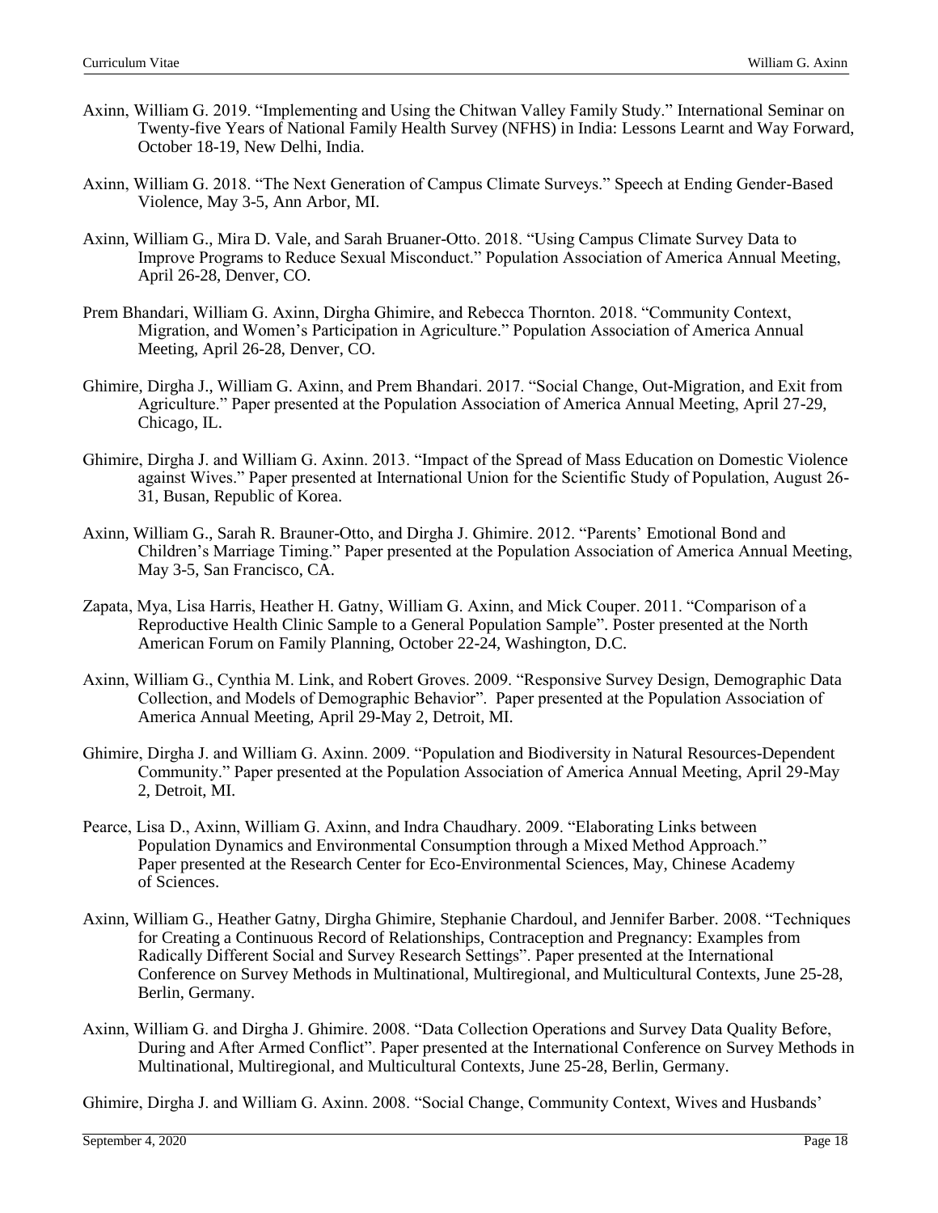Axinn, William G. 2019. "Implementing and Using the Chitwan Valley Family Study." International Seminar on Twenty-five Years of National Family Health Survey (NFHS) in India: Lessons Learnt and Way Forward, October 18-19, New Delhi, India.

Axinn, William G. 2018. "The Next Generation of Campus Climate Surveys." Speech at Ending Gender-Based Violence, May 3-5, Ann Arbor, MI.

Axinn, William G., Mira D. Vale, and Sarah Bruaner-Otto. 2018. "Using Campus Climate Survey Data to Improve Programs to Reduce Sexual Misconduct." Population Association of America Annual Meeting, April 26-28, Denver, CO.

Prem Bhandari, William G. Axinn, Dirgha Ghimire, and Rebecca Thornton. 2018. "Community Context, Migration, and Women's Participation in Agriculture." Population Association of America Annual Meeting, April 26-28, Denver, CO.

Ghimire, Dirgha J., William G. Axinn, and Prem Bhandari. 2017. "Social Change, Out-Migration, and Exit from Agriculture." Paper presented at the Population Association of America Annual Meeting, April 27-29, Chicago, IL.

Ghimire, Dirgha J. and William G. Axinn. 2013. "Impact of the Spread of Mass Education on Domestic Violence against Wives." Paper presented at International Union for the Scientific Study of Population, August 26-31, Busan, Republic of Korea.

Axinn, William G., Sarah R. Brauner-Otto, and Dirgha J. Ghimire. 2012. "Parents' Emotional Bond and Children's Marriage Timing." Paper presented at the Population Association of America Annual Meeting, May 3-5, San Francisco, CA.

Zapata, Mya, Lisa Harris, Heather H. Gatny, William G. Axinn, and Mick Couper. 2011. "Comparison of a Reproductive Health Clinic Sample to a General Population Sample". Poster presented at the North American Forum on Family Planning, October 22-24, Washington, D.C.

Axinn, William G., Cynthia M. Link, and Robert Groves. 2009. "Responsive Survey Design, Demographic Data Collection, and Models of Demographic Behavior". Paper presented at the Population Association of America Annual Meeting, April 29-May 2, Detroit, MI.

Ghimire, Dirgha J. and William G. Axinn. 2009. "Population and Biodiversity in Natural Resources-Dependent Community." Paper presented at the Population Association of America Annual Meeting, April 29-May 2, Detroit, MI.

Pearce, Lisa D., Axinn, William G. Axinn, and Indra Chaudhary. 2009. "Elaborating Links between Population Dynamics and Environmental Consumption through a Mixed Method Approach." Paper presented at the Research Center for Eco-Environmental Sciences, May, Chinese Academy of Sciences.

Axinn, William G., Heather Gatny, Dirgha Ghimire, Stephanie Chardoul, and Jennifer Barber. 2008. "Techniques for Creating a Continuous Record of Relationships, Contraception and Pregnancy: Examples from Radically Different Social and Survey Research Settings". Paper presented at the International Conference on Survey Methods in Multinational, Multiregional, and Multicultural Contexts, June 25-28, Berlin, Germany.

Axinn, William G. and Dirgha J. Ghimire. 2008. "Data Collection Operations and Survey Data Quality Before, During and After Armed Conflict". Paper presented at the International Conference on Survey Methods in Multinational, Multiregional, and Multicultural Contexts, June 25-28, Berlin, Germany.

Ghimire, Dirgha J. and William G. Axinn. 2008. "Social Change, Community Context, Wives and Husbands'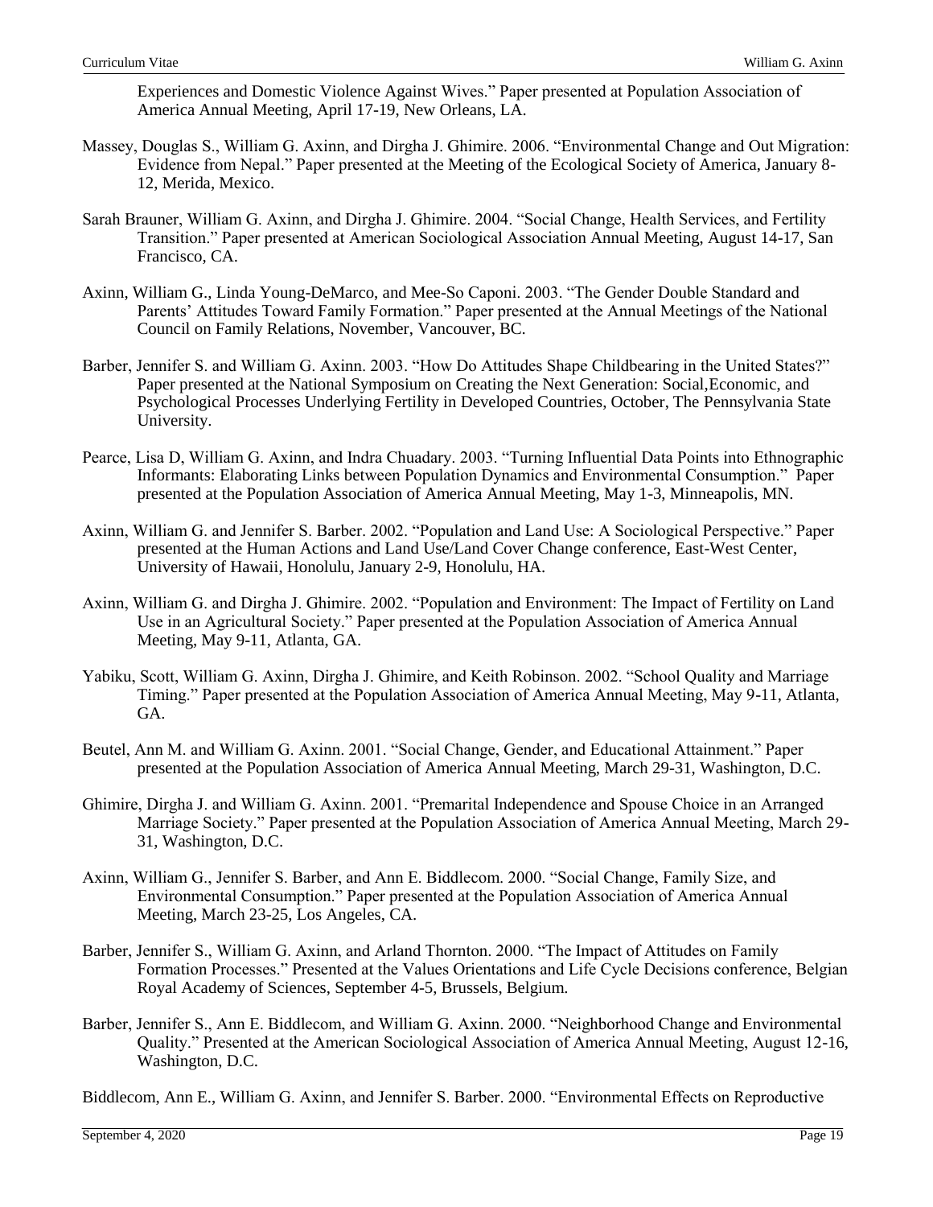Experiences and Domestic Violence Against Wives." Paper presented at Population Association of America Annual Meeting, April 17-19, New Orleans, LA.

Massey, Douglas S., William G. Axinn, and Dirgha J. Ghimire. 2006. "Environmental Change and Out Migration: Evidence from Nepal." Paper presented at the Meeting of the Ecological Society of America, January 8-12, Merida, Mexico.

Sarah Brauner, William G. Axinn, and Dirgha J. Ghimire. 2004. "Social Change, Health Services, and Fertility Transition." Paper presented at American Sociological Association Annual Meeting, August 14-17, San Francisco, CA.

Axinn, William G., Linda Young-DeMarco, and Mee-So Caponi. 2003. "The Gender Double Standard and Parents' Attitudes Toward Family Formation." Paper presented at the Annual Meetings of the National Council on Family Relations, November, Vancouver, BC.

Barber, Jennifer S. and William G. Axinn. 2003. "How Do Attitudes Shape Childbearing in the United States?" Paper presented at the National Symposium on Creating the Next Generation: Social,Economic, and Psychological Processes Underlying Fertility in Developed Countries, October, The Pennsylvania State University.

Pearce, Lisa D, William G. Axinn, and Indra Chuadary. 2003. "Turning Influential Data Points into Ethnographic Informants: Elaborating Links between Population Dynamics and Environmental Consumption." Paper presented at the Population Association of America Annual Meeting, May 1-3, Minneapolis, MN.

Axinn, William G. and Jennifer S. Barber. 2002. "Population and Land Use: A Sociological Perspective." Paper presented at the Human Actions and Land Use/Land Cover Change conference, East-West Center, University of Hawaii, Honolulu, January 2-9, Honolulu, HA.

Axinn, William G. and Dirgha J. Ghimire. 2002. "Population and Environment: The Impact of Fertility on Land Use in an Agricultural Society." Paper presented at the Population Association of America Annual Meeting, May 9-11, Atlanta, GA.

Yabiku, Scott, William G. Axinn, Dirgha J. Ghimire, and Keith Robinson. 2002. "School Quality and Marriage Timing." Paper presented at the Population Association of America Annual Meeting, May 9-11, Atlanta, GA.

Beutel, Ann M. and William G. Axinn. 2001. "Social Change, Gender, and Educational Attainment." Paper presented at the Population Association of America Annual Meeting, March 29-31, Washington, D.C.

Ghimire, Dirgha J. and William G. Axinn. 2001. "Premarital Independence and Spouse Choice in an Arranged Marriage Society." Paper presented at the Population Association of America Annual Meeting, March 29-31, Washington, D.C.

Axinn, William G., Jennifer S. Barber, and Ann E. Biddlecom. 2000. "Social Change, Family Size, and Environmental Consumption." Paper presented at the Population Association of America Annual Meeting, March 23-25, Los Angeles, CA.

Barber, Jennifer S., William G. Axinn, and Arland Thornton. 2000. "The Impact of Attitudes on Family Formation Processes." Presented at the Values Orientations and Life Cycle Decisions conference, Belgian Royal Academy of Sciences, September 4-5, Brussels, Belgium.

Barber, Jennifer S., Ann E. Biddlecom, and William G. Axinn. 2000. "Neighborhood Change and Environmental Quality." Presented at the American Sociological Association of America Annual Meeting, August 12-16, Washington, D.C.

Biddlecom, Ann E., William G. Axinn, and Jennifer S. Barber. 2000. "Environmental Effects on Reproductive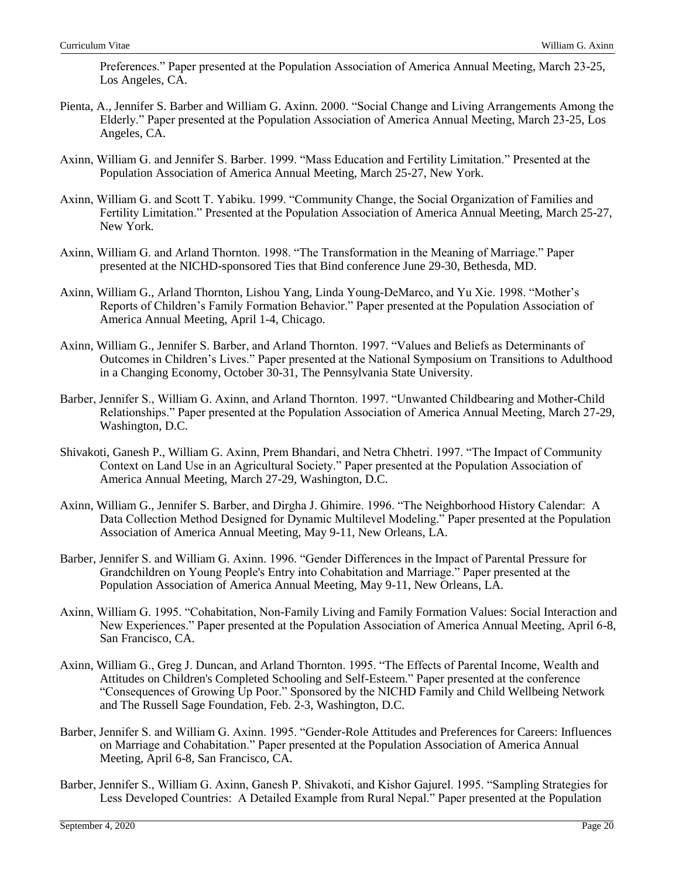Preferences." Paper presented at the Population Association of America Annual Meeting, March 23-25, Los Angeles, CA.

Pienta, A., Jennifer S. Barber and William G. Axinn. 2000. "Social Change and Living Arrangements Among the Elderly." Paper presented at the Population Association of America Annual Meeting, March 23-25, Los Angeles, CA.

Axinn, William G. and Jennifer S. Barber. 1999. "Mass Education and Fertility Limitation." Presented at the Population Association of America Annual Meeting, March 25-27, New York.

Axinn, William G. and Scott T. Yabiku. 1999. "Community Change, the Social Organization of Families and Fertility Limitation." Presented at the Population Association of America Annual Meeting, March 25-27, New York.

Axinn, William G. and Arland Thornton. 1998. "The Transformation in the Meaning of Marriage." Paper presented at the NICHD-sponsored Ties that Bind conference June 29-30, Bethesda, MD.

Axinn, William G., Arland Thornton, Lishou Yang, Linda Young-DeMarco, and Yu Xie. 1998. "Mother's Reports of Children's Family Formation Behavior." Paper presented at the Population Association of America Annual Meeting, April 1-4, Chicago.

Axinn, William G., Jennifer S. Barber, and Arland Thornton. 1997. "Values and Beliefs as Determinants of Outcomes in Children's Lives." Paper presented at the National Symposium on Transitions to Adulthood in a Changing Economy, October 30-31, The Pennsylvania State University.

Barber, Jennifer S., William G. Axinn, and Arland Thornton. 1997. "Unwanted Childbearing and Mother-Child Relationships." Paper presented at the Population Association of America Annual Meeting, March 27-29, Washington, D.C.

Shivakoti, Ganesh P., William G. Axinn, Prem Bhandari, and Netra Chhetri. 1997. "The Impact of Community Context on Land Use in an Agricultural Society." Paper presented at the Population Association of America Annual Meeting, March 27-29, Washington, D.C.

Axinn, William G., Jennifer S. Barber, and Dirgha J. Ghimire. 1996. "The Neighborhood History Calendar: A Data Collection Method Designed for Dynamic Multilevel Modeling." Paper presented at the Population Association of America Annual Meeting, May 9-11, New Orleans, LA.

Barber, Jennifer S. and William G. Axinn. 1996. "Gender Differences in the Impact of Parental Pressure for Grandchildren on Young People's Entry into Cohabitation and Marriage." Paper presented at the Population Association of America Annual Meeting, May 9-11, New Orleans, LA.

Axinn, William G. 1995. "Cohabitation, Non-Family Living and Family Formation Values: Social Interaction and New Experiences." Paper presented at the Population Association of America Annual Meeting, April 6-8, San Francisco, CA.

Axinn, William G., Greg J. Duncan, and Arland Thornton. 1995. "The Effects of Parental Income, Wealth and Attitudes on Children's Completed Schooling and Self-Esteem." Paper presented at the conference "Consequences of Growing Up Poor." Sponsored by the NICHD Family and Child Wellbeing Network and The Russell Sage Foundation, Feb. 2-3, Washington, D.C.

Barber, Jennifer S. and William G. Axinn. 1995. "Gender-Role Attitudes and Preferences for Careers: Influences on Marriage and Cohabitation." Paper presented at the Population Association of America Annual Meeting, April 6-8, San Francisco, CA.

Barber, Jennifer S., William G. Axinn, Ganesh P. Shivakoti, and Kishor Gajurel. 1995. "Sampling Strategies for Less Developed Countries: A Detailed Example from Rural Nepal." Paper presented at the Population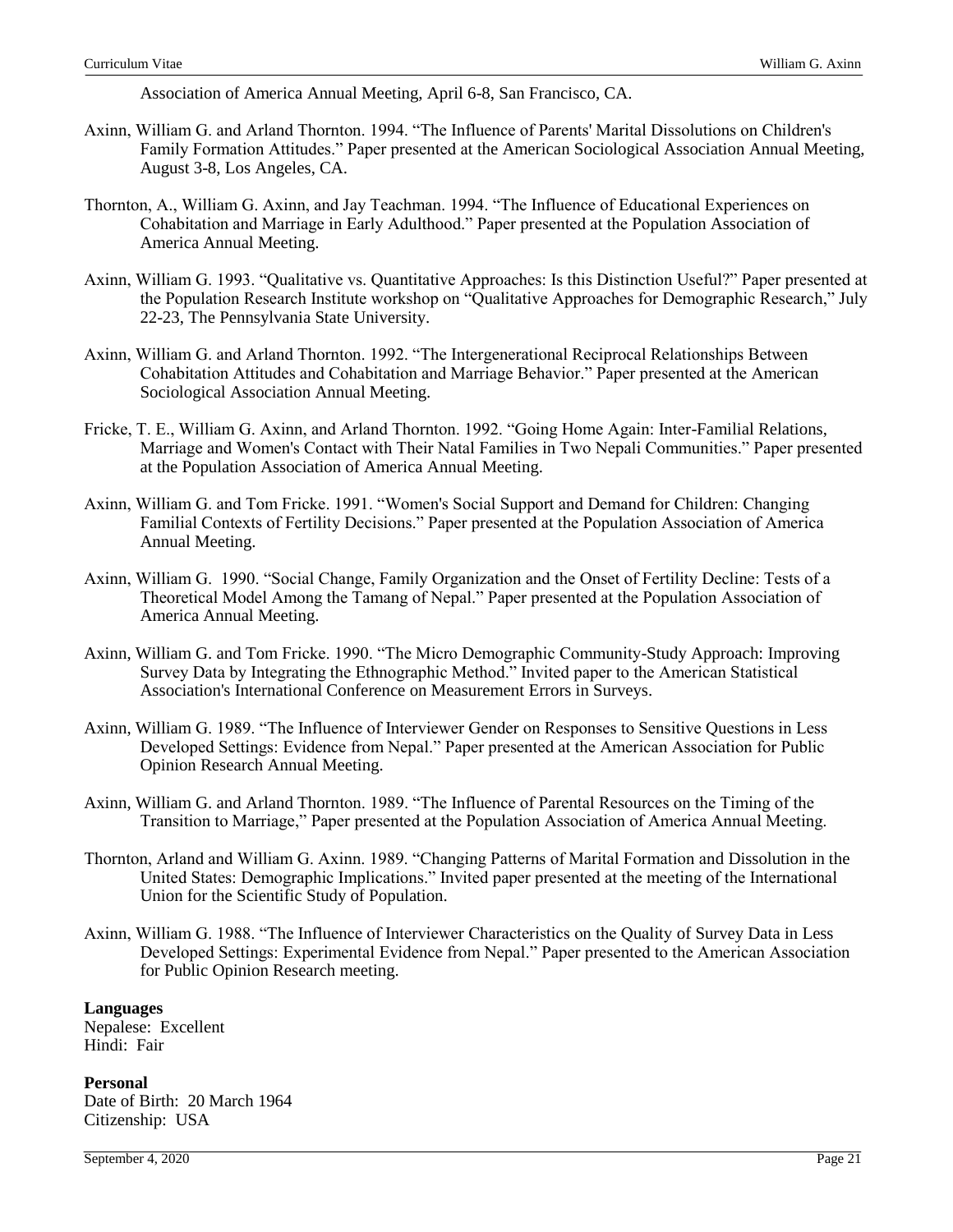Association of America Annual Meeting, April 6-8, San Francisco, CA.

Axinn, William G. and Arland Thornton. 1994. "The Influence of Parents' Marital Dissolutions on Children's Family Formation Attitudes." Paper presented at the American Sociological Association Annual Meeting, August 3-8, Los Angeles, CA.

Thornton, A., William G. Axinn, and Jay Teachman. 1994. "The Influence of Educational Experiences on Cohabitation and Marriage in Early Adulthood." Paper presented at the Population Association of America Annual Meeting.

Axinn, William G. 1993. "Qualitative vs. Quantitative Approaches: Is this Distinction Useful?" Paper presented at the Population Research Institute workshop on "Qualitative Approaches for Demographic Research," July 22-23, The Pennsylvania State University.

Axinn, William G. and Arland Thornton. 1992. "The Intergenerational Reciprocal Relationships Between Cohabitation Attitudes and Cohabitation and Marriage Behavior." Paper presented at the American Sociological Association Annual Meeting.

Fricke, T. E., William G. Axinn, and Arland Thornton. 1992. "Going Home Again: Inter-Familial Relations, Marriage and Women's Contact with Their Natal Families in Two Nepali Communities." Paper presented at the Population Association of America Annual Meeting.

Axinn, William G. and Tom Fricke. 1991. "Women's Social Support and Demand for Children: Changing Familial Contexts of Fertility Decisions." Paper presented at the Population Association of America Annual Meeting.

Axinn, William G. 1990. "Social Change, Family Organization and the Onset of Fertility Decline: Tests of a Theoretical Model Among the Tamang of Nepal." Paper presented at the Population Association of America Annual Meeting.

Axinn, William G. and Tom Fricke. 1990. "The Micro Demographic Community-Study Approach: Improving Survey Data by Integrating the Ethnographic Method." Invited paper to the American Statistical Association's International Conference on Measurement Errors in Surveys.

Axinn, William G. 1989. "The Influence of Interviewer Gender on Responses to Sensitive Questions in Less Developed Settings: Evidence from Nepal." Paper presented at the American Association for Public Opinion Research Annual Meeting.

Axinn, William G. and Arland Thornton. 1989. "The Influence of Parental Resources on the Timing of the Transition to Marriage," Paper presented at the Population Association of America Annual Meeting.

Thornton, Arland and William G. Axinn. 1989. "Changing Patterns of Marital Formation and Dissolution in the United States: Demographic Implications." Invited paper presented at the meeting of the International Union for the Scientific Study of Population.

Axinn, William G. 1988. "The Influence of Interviewer Characteristics on the Quality of Survey Data in Less Developed Settings: Experimental Evidence from Nepal." Paper presented to the American Association for Public Opinion Research meeting.

**Languages**
Nepalese: Excellent
Hindi: Fair

**Personal**
Date of Birth: 20 March 1964
Citizenship: USA